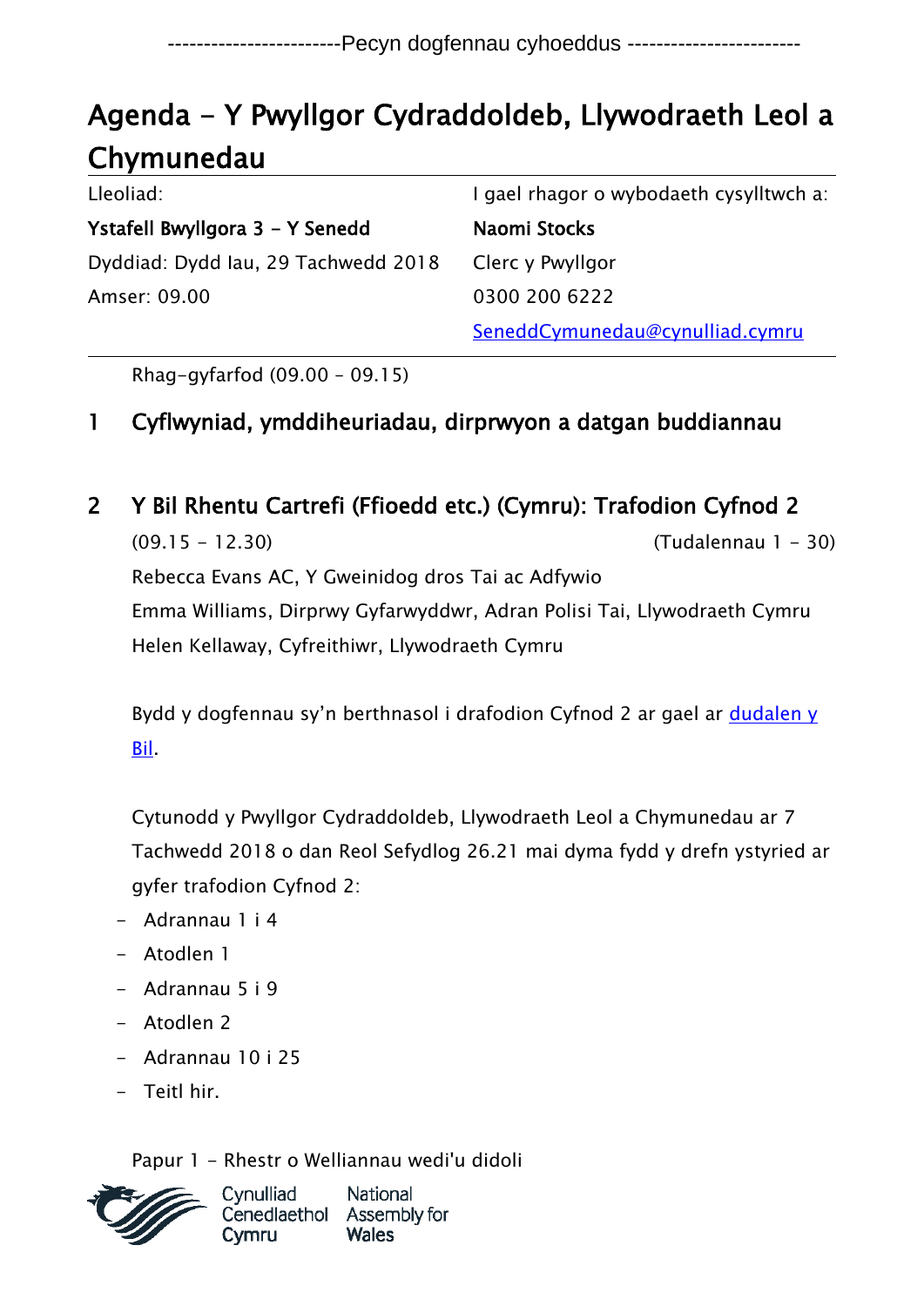------------------------Pecyn dogfennau cyhoeddus ------------------------

# Agenda - Y Pwyllgor Cydraddoldeb, Llywodraeth Leol a Chymunedau

| | |
|---|---|
| Lleoliad: | I gael rhagor o wybodaeth cysylltwch a: |
| **Ystafell Bwyllgora 3 - Y Senedd** | **Naomi Stocks** |
| Dyddiad: Dydd Iau, 29 Tachwedd 2018 | Clerc y Pwyllgor |
| Amser: 09.00 | 0300 200 6222 |
| | SeneddCymunedau@cynulliad.cymru |

Rhag-gyfarfod (09.00 - 09.15)

## 1 Cyflwyniad, ymddiheuriadau, dirprwyon a datgan buddiannau

## 2 Y Bil Rhentu Cartrefi (Ffioedd etc.) (Cymru): Trafodion Cyfnod 2

(09.15 - 12.30) (Tudalennau 1 - 30)

Rebecca Evans AC, Y Gweinidog dros Tai ac Adfywio

Emma Williams, Dirprwy Gyfarwyddwr, Adran Polisi Tai, Llywodraeth Cymru

Helen Kellaway, Cyfreithiwr, Llywodraeth Cymru

Bydd y dogfennau sy'n berthnasol i drafodion Cyfnod 2 ar gael ar dudalen y Bil.

Cytunodd y Pwyllgor Cydraddoldeb, Llywodraeth Leol a Chymunedau ar 7 Tachwedd 2018 o dan Reol Sefydlog 26.21 mai dyma fydd y drefn ystyried ar gyfer trafodion Cyfnod 2:

- Adrannau 1 i 4
- Atodlen 1
- Adrannau 5 i 9
- Atodlen 2
- Adrannau 10 i 25
- Teitl hir.

Papur 1 - Rhestr o Welliannau wedi'u didoli

Cynulliad Cenedlaethol Cymru | National Assembly for Wales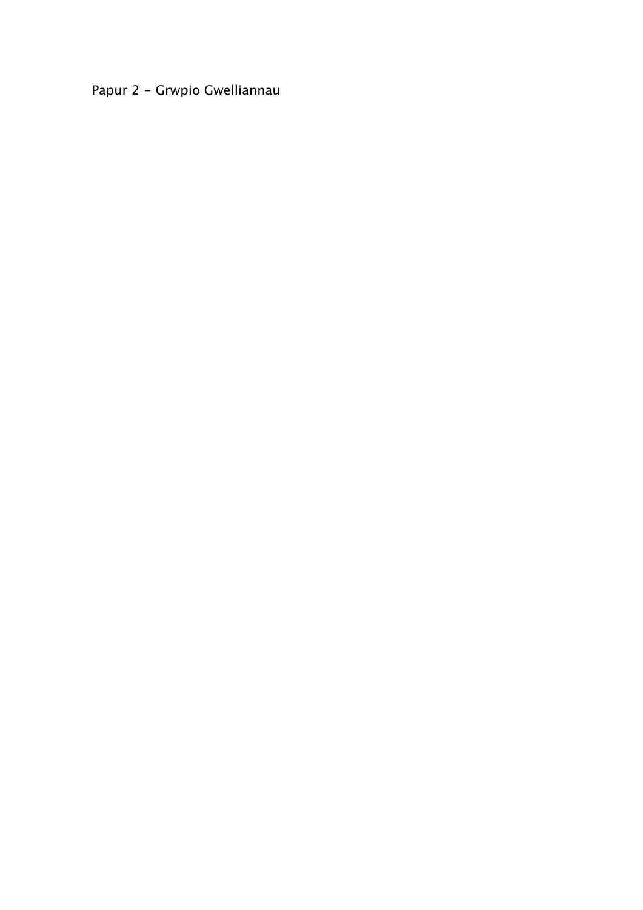Papur 2 - Grwpio Gwelliannau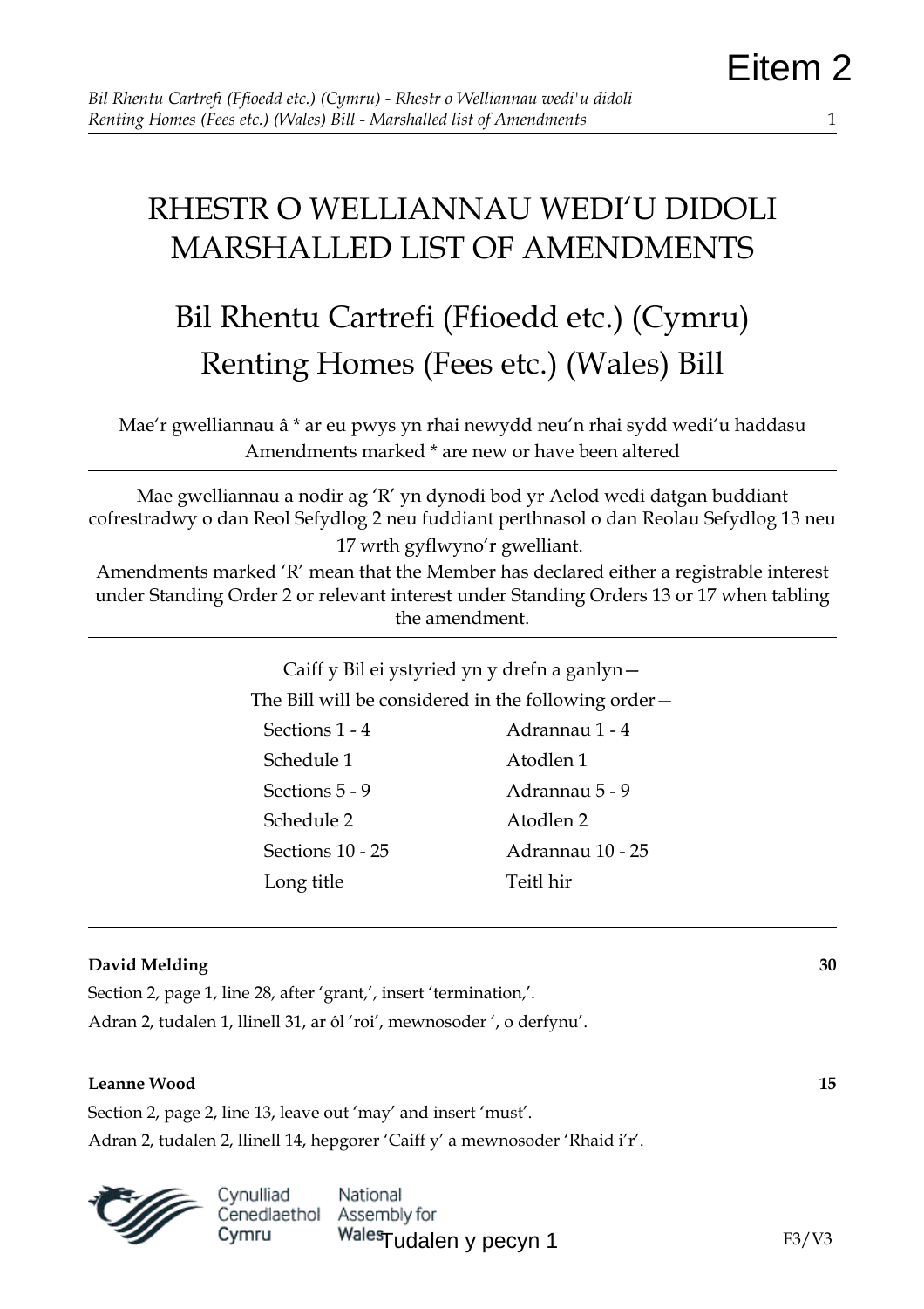# RHESTR O WELLIANNAU WEDI'U DIDOLI
# MARSHALLED LIST OF AMENDMENTS

## Bil Rhentu Cartrefi (Ffioedd etc.) (Cymru)
## Renting Homes (Fees etc.) (Wales) Bill

Mae'r gwelliannau â * ar eu pwys yn rhai newydd neu'n rhai sydd wedi'u haddasu
Amendments marked * are new or have been altered

---

Mae gwelliannau a nodir ag 'R' yn dynodi bod yr Aelod wedi datgan buddiant cofrestradwy o dan Reol Sefydlog 2 neu fuddiant perthnasol o dan Reolau Sefydlog 13 neu 17 wrth gyflwyno'r gwelliant.

Amendments marked 'R' mean that the Member has declared either a registrable interest under Standing Order 2 or relevant interest under Standing Orders 13 or 17 when tabling the amendment.

---

Caiff y Bil ei ystyried yn y drefn a ganlyn—

The Bill will be considered in the following order—

| | |
|---|---|
| Sections 1 - 4 | Adrannau 1 - 4 |
| Schedule 1 | Atodlen 1 |
| Sections 5 - 9 | Adrannau 5 - 9 |
| Schedule 2 | Atodlen 2 |
| Sections 10 - 25 | Adrannau 10 - 25 |
| Long title | Teitl hir |

---

**David Melding** **30**

Section 2, page 1, line 28, after 'grant,', insert 'termination,'.

Adran 2, tudalen 1, llinell 31, ar ôl 'roi', mewnosoder ', o derfynu'.

**Leanne Wood** **15**

Section 2, page 2, line 13, leave out 'may' and insert 'must'.

Adran 2, tudalen 2, llinell 14, hepgorer 'Caiff y' a mewnosoder 'Rhaid i'r'.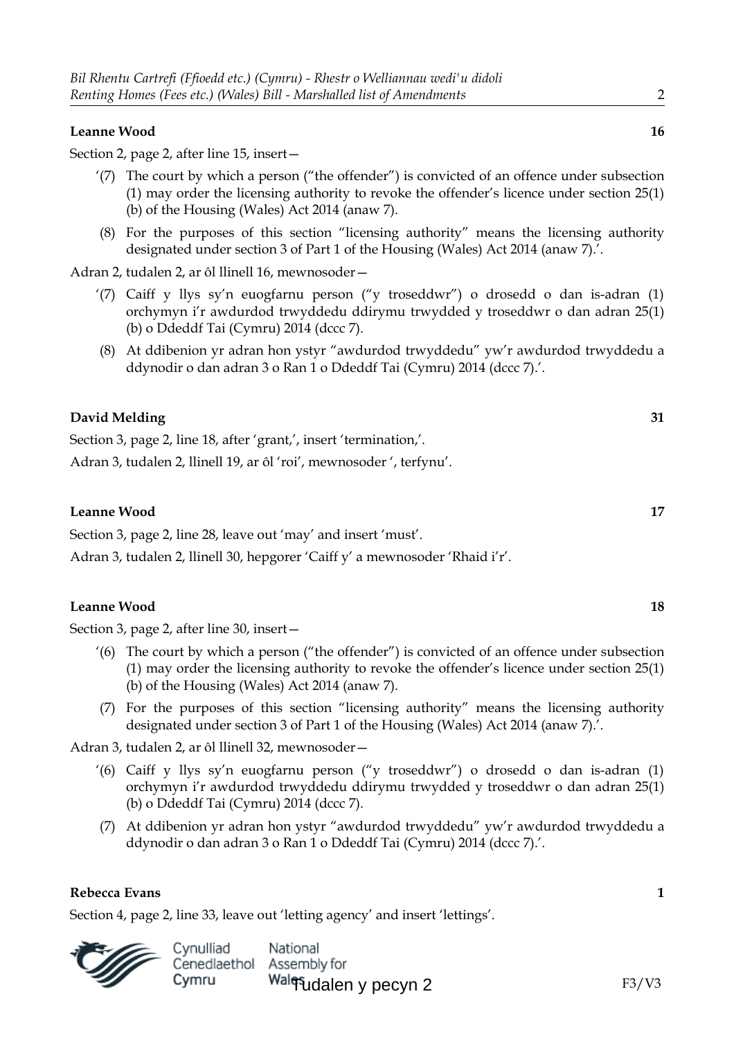**Leanne Wood** **16**

Section 2, page 2, after line 15, insert—

'(7) The court by which a person ("the offender") is convicted of an offence under subsection (1) may order the licensing authority to revoke the offender's licence under section 25(1) (b) of the Housing (Wales) Act 2014 (anaw 7).

(8) For the purposes of this section "licensing authority" means the licensing authority designated under section 3 of Part 1 of the Housing (Wales) Act 2014 (anaw 7).'.

Adran 2, tudalen 2, ar ôl llinell 16, mewnosoder—

'(7) Caiff y llys sy'n euogfarnu person ("y troseddwr") o drosedd o dan is-adran (1) orchymyn i'r awdurdod trwyddedu ddirymu trwydded y troseddwr o dan adran 25(1) (b) o Ddeddf Tai (Cymru) 2014 (dccc 7).

(8) At ddibenion yr adran hon ystyr "awdurdod trwyddedu" yw'r awdurdod trwyddedu a ddynodir o dan adran 3 o Ran 1 o Ddeddf Tai (Cymru) 2014 (dccc 7).'.

**David Melding** **31**

Section 3, page 2, line 18, after 'grant,', insert 'termination,'.

Adran 3, tudalen 2, llinell 19, ar ôl 'roi', mewnosoder ', terfynu'.

**Leanne Wood** **17**

Section 3, page 2, line 28, leave out 'may' and insert 'must'.

Adran 3, tudalen 2, llinell 30, hepgorer 'Caiff y' a mewnosoder 'Rhaid i'r'.

**Leanne Wood** **18**

Section 3, page 2, after line 30, insert—

'(6) The court by which a person ("the offender") is convicted of an offence under subsection (1) may order the licensing authority to revoke the offender's licence under section 25(1) (b) of the Housing (Wales) Act 2014 (anaw 7).

(7) For the purposes of this section "licensing authority" means the licensing authority designated under section 3 of Part 1 of the Housing (Wales) Act 2014 (anaw 7).'.

Adran 3, tudalen 2, ar ôl llinell 32, mewnosoder—

'(6) Caiff y llys sy'n euogfarnu person ("y troseddwr") o drosedd o dan is-adran (1) orchymyn i'r awdurdod trwyddedu ddirymu trwydded y troseddwr o dan adran 25(1) (b) o Ddeddf Tai (Cymru) 2014 (dccc 7).

(7) At ddibenion yr adran hon ystyr "awdurdod trwyddedu" yw'r awdurdod trwyddedu a ddynodir o dan adran 3 o Ran 1 o Ddeddf Tai (Cymru) 2014 (dccc 7).'.

**Rebecca Evans** **1**

Section 4, page 2, line 33, leave out 'letting agency' and insert 'lettings'.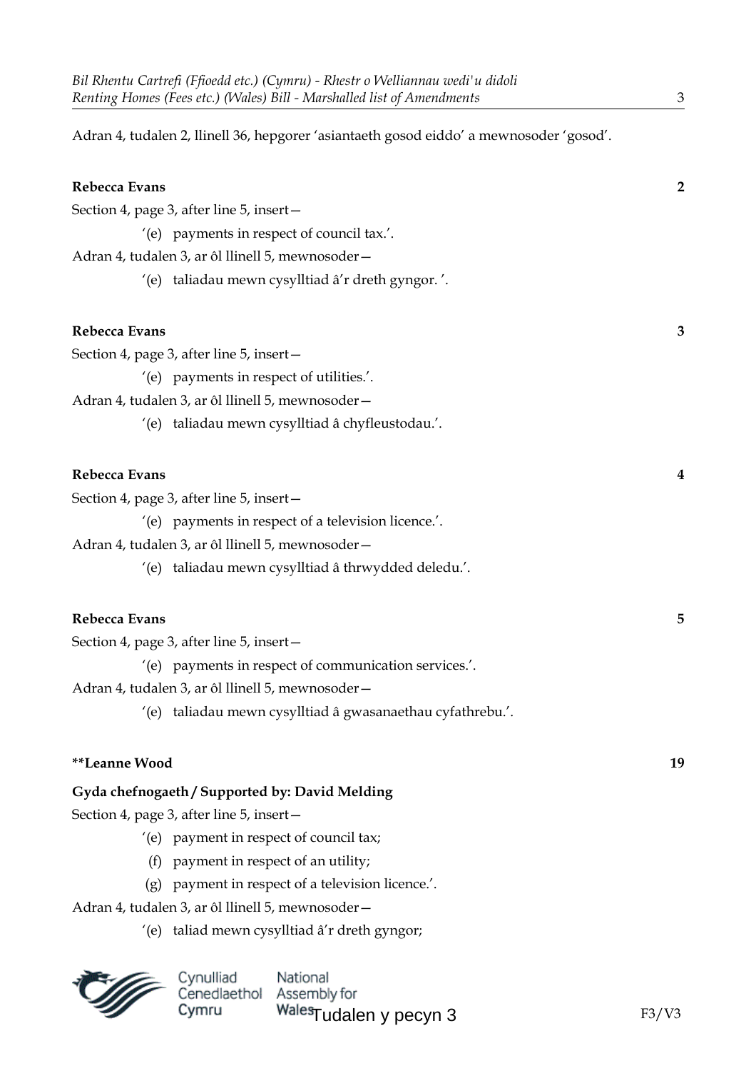Adran 4, tudalen 2, llinell 36, hepgorer 'asiantaeth gosod eiddo' a mewnosoder 'gosod'.

**Rebecca Evans** **2**

Section 4, page 3, after line 5, insert—

'(e) payments in respect of council tax.'.

Adran 4, tudalen 3, ar ôl llinell 5, mewnosoder—

'(e) taliadau mewn cysylltiad â'r dreth gyngor. '.

**Rebecca Evans** **3**

Section 4, page 3, after line 5, insert—

'(e) payments in respect of utilities.'.

Adran 4, tudalen 3, ar ôl llinell 5, mewnosoder—

'(e) taliadau mewn cysylltiad â chyfleustodau.'.

**Rebecca Evans** **4**

Section 4, page 3, after line 5, insert—

'(e) payments in respect of a television licence.'.

Adran 4, tudalen 3, ar ôl llinell 5, mewnosoder—

'(e) taliadau mewn cysylltiad â thrwydded deledu.'.

**Rebecca Evans** **5**

Section 4, page 3, after line 5, insert—

'(e) payments in respect of communication services.'.

Adran 4, tudalen 3, ar ôl llinell 5, mewnosoder—

'(e) taliadau mewn cysylltiad â gwasanaethau cyfathrebu.'.

**\*\*Leanne Wood** **19**

**Gyda chefnogaeth / Supported by: David Melding**

Section 4, page 3, after line 5, insert—

'(e) payment in respect of council tax;

(f) payment in respect of an utility;

(g) payment in respect of a television licence.'.

Adran 4, tudalen 3, ar ôl llinell 5, mewnosoder—

'(e) taliad mewn cysylltiad â'r dreth gyngor;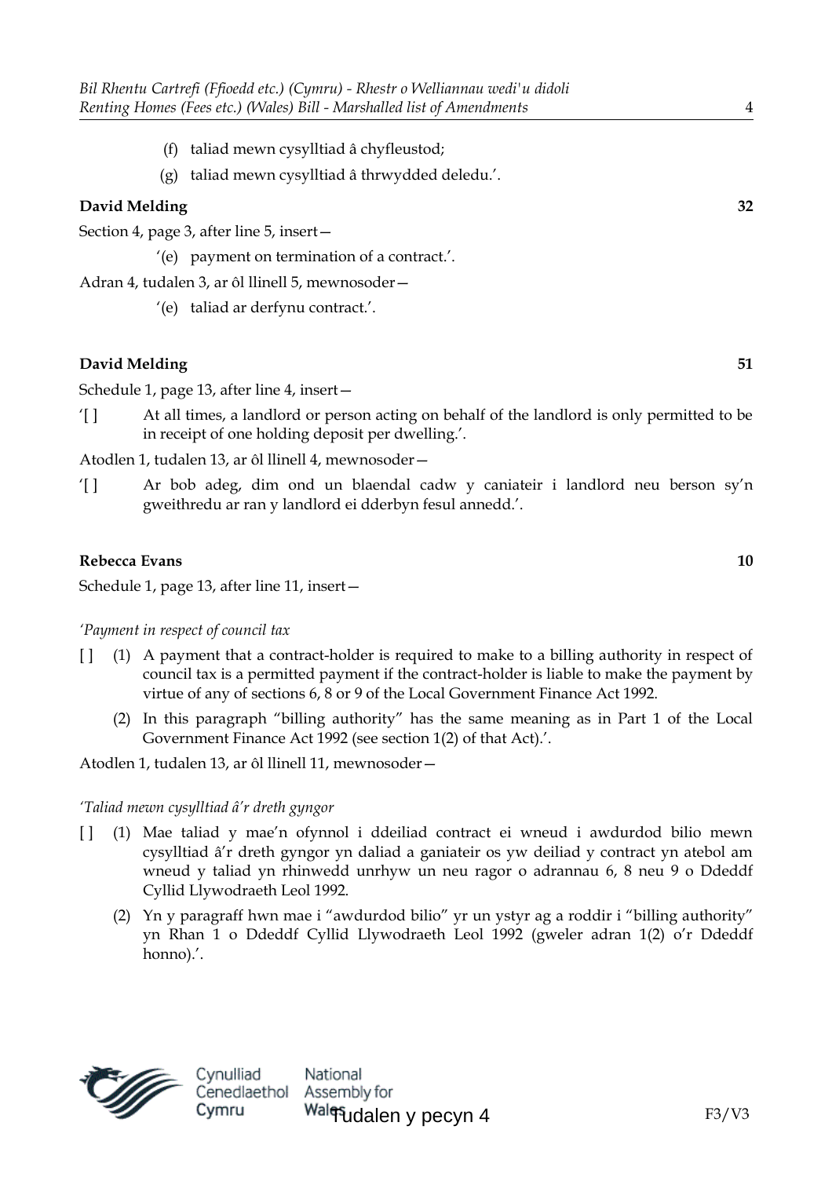(f) taliad mewn cysylltiad â chyfleustod;

(g) taliad mewn cysylltiad â thrwydded deledu.'.

**David Melding** **32**

Section 4, page 3, after line 5, insert—

'(e) payment on termination of a contract.'.

Adran 4, tudalen 3, ar ôl llinell 5, mewnosoder—

'(e) taliad ar derfynu contract.'.

**David Melding** **51**

Schedule 1, page 13, after line 4, insert—

'[ ] At all times, a landlord or person acting on behalf of the landlord is only permitted to be in receipt of one holding deposit per dwelling.'.

Atodlen 1, tudalen 13, ar ôl llinell 4, mewnosoder—

'[ ] Ar bob adeg, dim ond un blaendal cadw y caniateir i landlord neu berson sy'n gweithredu ar ran y landlord ei dderbyn fesul annedd.'.

**Rebecca Evans** **10**

Schedule 1, page 13, after line 11, insert—

*'Payment in respect of council tax*

[ ] (1) A payment that a contract-holder is required to make to a billing authority in respect of council tax is a permitted payment if the contract-holder is liable to make the payment by virtue of any of sections 6, 8 or 9 of the Local Government Finance Act 1992.

(2) In this paragraph "billing authority" has the same meaning as in Part 1 of the Local Government Finance Act 1992 (see section 1(2) of that Act).'.

Atodlen 1, tudalen 13, ar ôl llinell 11, mewnosoder—

*'Taliad mewn cysylltiad â'r dreth gyngor*

[ ] (1) Mae taliad y mae'n ofynnol i ddeiliad contract ei wneud i awdurdod bilio mewn cysylltiad â'r dreth gyngor yn daliad a ganiateir os yw deiliad y contract yn atebol am wneud y taliad yn rhinwedd unrhyw un neu ragor o adrannau 6, 8 neu 9 o Ddeddf Cyllid Llywodraeth Leol 1992.

(2) Yn y paragraff hwn mae i "awdurdod bilio" yr un ystyr ag a roddir i "billing authority" yn Rhan 1 o Ddeddf Cyllid Llywodraeth Leol 1992 (gweler adran 1(2) o'r Ddeddf honno).'.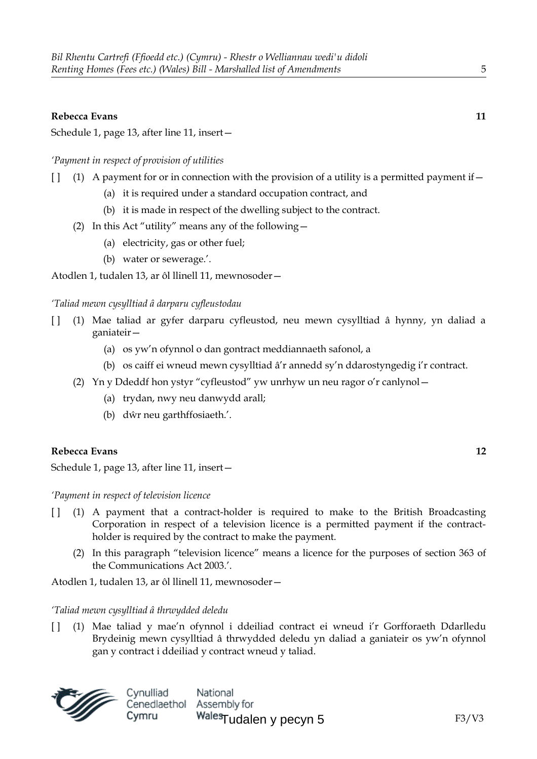**Rebecca Evans** **11**

Schedule 1, page 13, after line 11, insert—

*'Payment in respect of provision of utilities*

[ ] (1) A payment for or in connection with the provision of a utility is a permitted payment if—

(a) it is required under a standard occupation contract, and

(b) it is made in respect of the dwelling subject to the contract.

(2) In this Act "utility" means any of the following—

(a) electricity, gas or other fuel;

(b) water or sewerage.'.

Atodlen 1, tudalen 13, ar ôl llinell 11, mewnosoder—

*'Taliad mewn cysylltiad â darparu cyfleustodau*

[ ] (1) Mae taliad ar gyfer darparu cyfleustod, neu mewn cysylltiad â hynny, yn daliad a ganiateir—

(a) os yw'n ofynnol o dan gontract meddiannaeth safonol, a

(b) os caiff ei wneud mewn cysylltiad â'r annedd sy'n ddarostyngedig i'r contract.

(2) Yn y Ddeddf hon ystyr "cyfleustod" yw unrhyw un neu ragor o'r canlynol—

(a) trydan, nwy neu danwydd arall;

(b) dŵr neu garthffosiaeth.'.

**Rebecca Evans** **12**

Schedule 1, page 13, after line 11, insert—

*'Payment in respect of television licence*

[ ] (1) A payment that a contract-holder is required to make to the British Broadcasting Corporation in respect of a television licence is a permitted payment if the contract-holder is required by the contract to make the payment.

(2) In this paragraph "television licence" means a licence for the purposes of section 363 of the Communications Act 2003.'.

Atodlen 1, tudalen 13, ar ôl llinell 11, mewnosoder—

*'Taliad mewn cysylltiad â thrwydded deledu*

[ ] (1) Mae taliad y mae'n ofynnol i ddeiliad contract ei wneud i'r Gorfforaeth Ddarlledu Brydeinig mewn cysylltiad â thrwydded deledu yn daliad a ganiateir os yw'n ofynnol gan y contract i ddeiliad y contract wneud y taliad.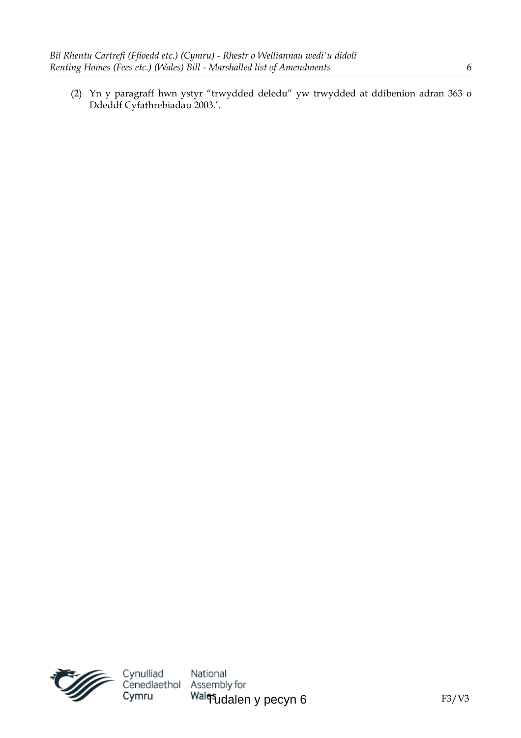(2) Yn y paragraff hwn ystyr "trwydded deledu" yw trwydded at ddibenion adran 363 o Ddeddf Cyfathrebiadau 2003.'.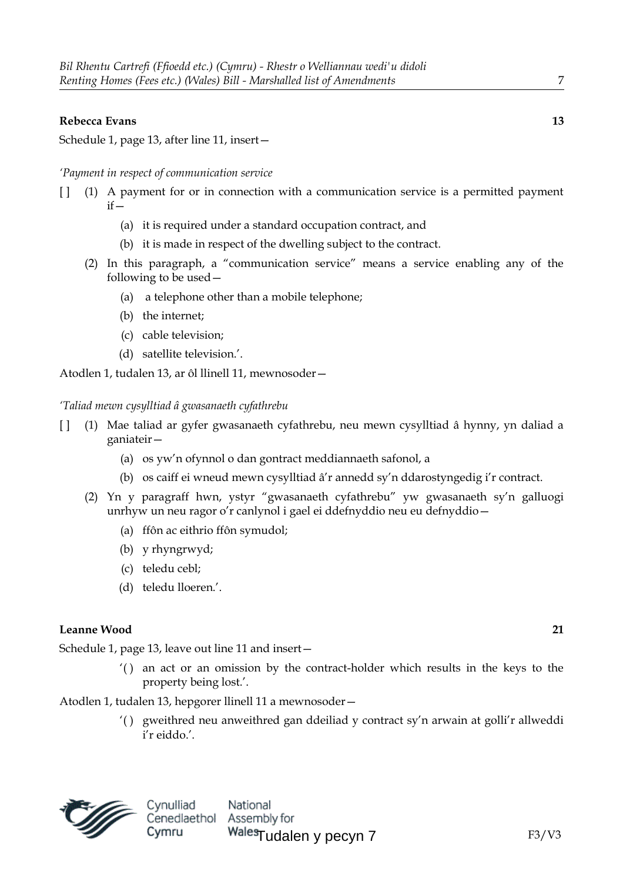**Rebecca Evans** **13**

Schedule 1, page 13, after line 11, insert—

*'Payment in respect of communication service*

[ ] (1) A payment for or in connection with a communication service is a permitted payment if—

(a) it is required under a standard occupation contract, and

(b) it is made in respect of the dwelling subject to the contract.

(2) In this paragraph, a "communication service" means a service enabling any of the following to be used—

(a) a telephone other than a mobile telephone;

(b) the internet;

(c) cable television;

(d) satellite television.'.

Atodlen 1, tudalen 13, ar ôl llinell 11, mewnosoder—

*'Taliad mewn cysylltiad â gwasanaeth cyfathrebu*

[ ] (1) Mae taliad ar gyfer gwasanaeth cyfathrebu, neu mewn cysylltiad â hynny, yn daliad a ganiateir—

(a) os yw'n ofynnol o dan gontract meddiannaeth safonol, a

(b) os caiff ei wneud mewn cysylltiad â'r annedd sy'n ddarostyngedig i'r contract.

(2) Yn y paragraff hwn, ystyr "gwasanaeth cyfathrebu" yw gwasanaeth sy'n galluogi unrhyw un neu ragor o'r canlynol i gael ei ddefnyddio neu eu defnyddio—

(a) ffôn ac eithrio ffôn symudol;

(b) y rhyngrwyd;

(c) teledu cebl;

(d) teledu lloeren.'.

**Leanne Wood** **21**

Schedule 1, page 13, leave out line 11 and insert—

'( ) an act or an omission by the contract-holder which results in the keys to the property being lost.'.

Atodlen 1, tudalen 13, hepgorer llinell 11 a mewnosoder—

'( ) gweithred neu anweithred gan ddeiliad y contract sy'n arwain at golli'r allweddi i'r eiddo.'.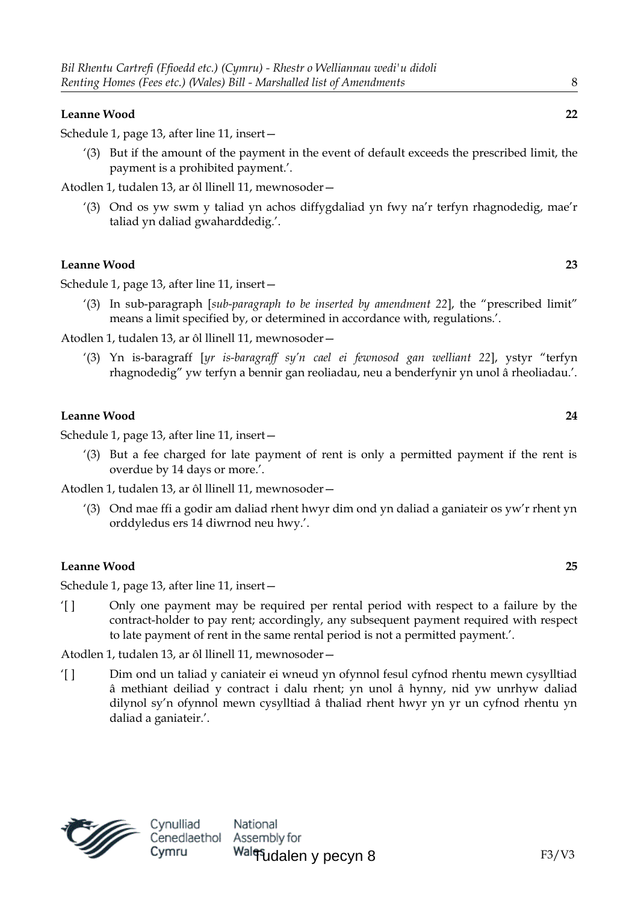**Leanne Wood** **22**

Schedule 1, page 13, after line 11, insert—

'(3) But if the amount of the payment in the event of default exceeds the prescribed limit, the payment is a prohibited payment.'.

Atodlen 1, tudalen 13, ar ôl llinell 11, mewnosoder—

'(3) Ond os yw swm y taliad yn achos diffygdaliad yn fwy na'r terfyn rhagnodedig, mae'r taliad yn daliad gwaharddedig.'.

**Leanne Wood** **23**

Schedule 1, page 13, after line 11, insert—

'(3) In sub-paragraph [*sub-paragraph to be inserted by amendment 22*], the "prescribed limit" means a limit specified by, or determined in accordance with, regulations.'.

Atodlen 1, tudalen 13, ar ôl llinell 11, mewnosoder—

'(3) Yn is-baragraff [*yr is-baragraff sy'n cael ei fewnosod gan welliant 22*], ystyr "terfyn rhagnodedig" yw terfyn a bennir gan reoliadau, neu a benderfynir yn unol â rheoliadau.'.

**Leanne Wood** **24**

Schedule 1, page 13, after line 11, insert—

'(3) But a fee charged for late payment of rent is only a permitted payment if the rent is overdue by 14 days or more.'.

Atodlen 1, tudalen 13, ar ôl llinell 11, mewnosoder—

'(3) Ond mae ffi a godir am daliad rhent hwyr dim ond yn daliad a ganiateir os yw'r rhent yn orddyledus ers 14 diwrnod neu hwy.'.

**Leanne Wood** **25**

Schedule 1, page 13, after line 11, insert—

'[ ] Only one payment may be required per rental period with respect to a failure by the contract-holder to pay rent; accordingly, any subsequent payment required with respect to late payment of rent in the same rental period is not a permitted payment.'.

Atodlen 1, tudalen 13, ar ôl llinell 11, mewnosoder—

'[ ] Dim ond un taliad y caniateir ei wneud yn ofynnol fesul cyfnod rhentu mewn cysylltiad â methiant deiliad y contract i dalu rhent; yn unol â hynny, nid yw unrhyw daliad dilynol sy'n ofynnol mewn cysylltiad â thaliad rhent hwyr yn yr un cyfnod rhentu yn daliad a ganiateir.'.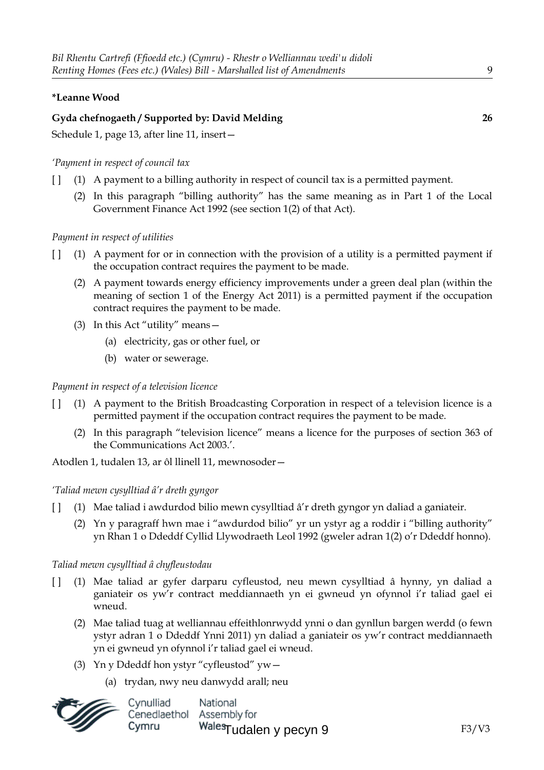**\*Leanne Wood**

**Gyda chefnogaeth / Supported by: David Melding** **26**

Schedule 1, page 13, after line 11, insert—

*'Payment in respect of council tax*

[ ] (1) A payment to a billing authority in respect of council tax is a permitted payment.

(2) In this paragraph "billing authority" has the same meaning as in Part 1 of the Local Government Finance Act 1992 (see section 1(2) of that Act).

*Payment in respect of utilities*

[ ] (1) A payment for or in connection with the provision of a utility is a permitted payment if the occupation contract requires the payment to be made.

(2) A payment towards energy efficiency improvements under a green deal plan (within the meaning of section 1 of the Energy Act 2011) is a permitted payment if the occupation contract requires the payment to be made.

(3) In this Act "utility" means—

(a) electricity, gas or other fuel, or

(b) water or sewerage.

*Payment in respect of a television licence*

[ ] (1) A payment to the British Broadcasting Corporation in respect of a television licence is a permitted payment if the occupation contract requires the payment to be made.

(2) In this paragraph "television licence" means a licence for the purposes of section 363 of the Communications Act 2003.'.

Atodlen 1, tudalen 13, ar ôl llinell 11, mewnosoder—

*'Taliad mewn cysylltiad â'r dreth gyngor*

[ ] (1) Mae taliad i awdurdod bilio mewn cysylltiad â'r dreth gyngor yn daliad a ganiateir.

(2) Yn y paragraff hwn mae i "awdurdod bilio" yr un ystyr ag a roddir i "billing authority" yn Rhan 1 o Ddeddf Cyllid Llywodraeth Leol 1992 (gweler adran 1(2) o'r Ddeddf honno).

*Taliad mewn cysylltiad â chyfleustodau*

[ ] (1) Mae taliad ar gyfer darparu cyfleustod, neu mewn cysylltiad â hynny, yn daliad a ganiateir os yw'r contract meddiannaeth yn ei gwneud yn ofynnol i'r taliad gael ei wneud.

(2) Mae taliad tuag at welliannau effeithlonrwydd ynni o dan gynllun bargen werdd (o fewn ystyr adran 1 o Ddeddf Ynni 2011) yn daliad a ganiateir os yw'r contract meddiannaeth yn ei gwneud yn ofynnol i'r taliad gael ei wneud.

(3) Yn y Ddeddf hon ystyr "cyfleustod" yw—

(a) trydan, nwy neu danwydd arall; neu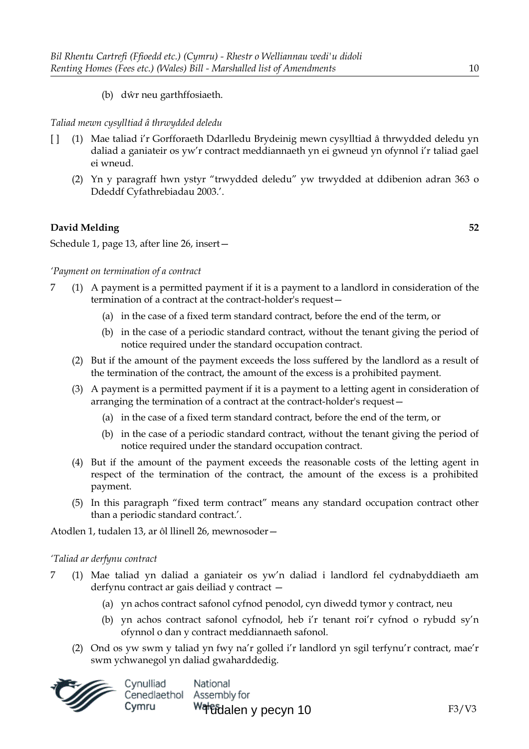(b) dŵr neu garthffosiaeth.

*Taliad mewn cysylltiad â thrwydded deledu*

[ ] (1) Mae taliad i'r Gorfforaeth Ddarlledu Brydeinig mewn cysylltiad â thrwydded deledu yn daliad a ganiateir os yw'r contract meddiannaeth yn ei gwneud yn ofynnol i'r taliad gael ei wneud.

(2) Yn y paragraff hwn ystyr "trwydded deledu" yw trwydded at ddibenion adran 363 o Ddeddf Cyfathrebiadau 2003.'.

**David Melding** **52**

Schedule 1, page 13, after line 26, insert—

*'Payment on termination of a contract*

7 (1) A payment is a permitted payment if it is a payment to a landlord in consideration of the termination of a contract at the contract-holder's request—

(a) in the case of a fixed term standard contract, before the end of the term, or

(b) in the case of a periodic standard contract, without the tenant giving the period of notice required under the standard occupation contract.

(2) But if the amount of the payment exceeds the loss suffered by the landlord as a result of the termination of the contract, the amount of the excess is a prohibited payment.

(3) A payment is a permitted payment if it is a payment to a letting agent in consideration of arranging the termination of a contract at the contract-holder's request—

(a) in the case of a fixed term standard contract, before the end of the term, or

(b) in the case of a periodic standard contract, without the tenant giving the period of notice required under the standard occupation contract.

(4) But if the amount of the payment exceeds the reasonable costs of the letting agent in respect of the termination of the contract, the amount of the excess is a prohibited payment.

(5) In this paragraph "fixed term contract" means any standard occupation contract other than a periodic standard contract.'.

Atodlen 1, tudalen 13, ar ôl llinell 26, mewnosoder—

*'Taliad ar derfynu contract*

7 (1) Mae taliad yn daliad a ganiateir os yw'n daliad i landlord fel cydnabyddiaeth am derfynu contract ar gais deiliad y contract —

(a) yn achos contract safonol cyfnod penodol, cyn diwedd tymor y contract, neu

(b) yn achos contract safonol cyfnodol, heb i'r tenant roi'r cyfnod o rybudd sy'n ofynnol o dan y contract meddiannaeth safonol.

(2) Ond os yw swm y taliad yn fwy na'r golled i'r landlord yn sgil terfynu'r contract, mae'r swm ychwanegol yn daliad gwaharddedig.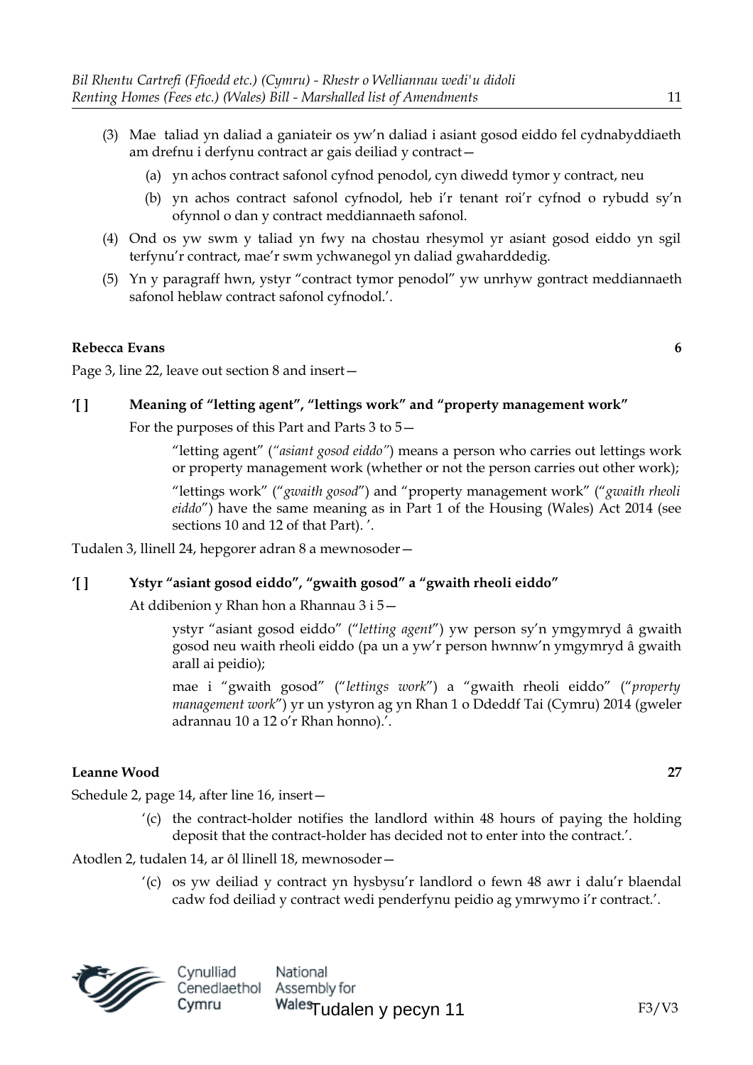(3) Mae taliad yn daliad a ganiateir os yw'n daliad i asiant gosod eiddo fel cydnabyddiaeth am drefnu i derfynu contract ar gais deiliad y contract—

(a) yn achos contract safonol cyfnod penodol, cyn diwedd tymor y contract, neu

(b) yn achos contract safonol cyfnodol, heb i'r tenant roi'r cyfnod o rybudd sy'n ofynnol o dan y contract meddiannaeth safonol.

(4) Ond os yw swm y taliad yn fwy na chostau rhesymol yr asiant gosod eiddo yn sgil terfynu'r contract, mae'r swm ychwanegol yn daliad gwaharddedig.

(5) Yn y paragraff hwn, ystyr "contract tymor penodol" yw unrhyw gontract meddiannaeth safonol heblaw contract safonol cyfnodol.'.

**Rebecca Evans** **6**

Page 3, line 22, leave out section 8 and insert—

**'[ ] Meaning of "letting agent", "lettings work" and "property management work"**

For the purposes of this Part and Parts 3 to 5—

"letting agent" (*"asiant gosod eiddo"*) means a person who carries out lettings work or property management work (whether or not the person carries out other work);

"lettings work" ("*gwaith gosod*") and "property management work" ("*gwaith rheoli eiddo*") have the same meaning as in Part 1 of the Housing (Wales) Act 2014 (see sections 10 and 12 of that Part). '.

Tudalen 3, llinell 24, hepgorer adran 8 a mewnosoder—

**'[ ] Ystyr "asiant gosod eiddo", "gwaith gosod" a "gwaith rheoli eiddo"**

At ddibenion y Rhan hon a Rhannau 3 i 5—

ystyr "asiant gosod eiddo" ("*letting agent*") yw person sy'n ymgymryd â gwaith gosod neu waith rheoli eiddo (pa un a yw'r person hwnnw'n ymgymryd â gwaith arall ai peidio);

mae i "gwaith gosod" ("*lettings work*") a "gwaith rheoli eiddo" ("*property management work*") yr un ystyron ag yn Rhan 1 o Ddeddf Tai (Cymru) 2014 (gweler adrannau 10 a 12 o'r Rhan honno).'.

**Leanne Wood** **27**

Schedule 2, page 14, after line 16, insert—

'(c) the contract-holder notifies the landlord within 48 hours of paying the holding deposit that the contract-holder has decided not to enter into the contract.'.

Atodlen 2, tudalen 14, ar ôl llinell 18, mewnosoder—

'(c) os yw deiliad y contract yn hysbysu'r landlord o fewn 48 awr i dalu'r blaendal cadw fod deiliad y contract wedi penderfynu peidio ag ymrwymo i'r contract.'.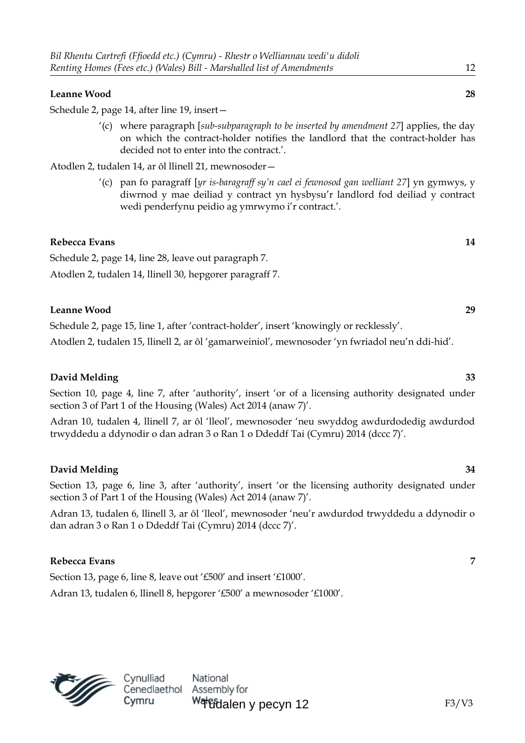**Leanne Wood** **28**

Schedule 2, page 14, after line 19, insert—

> '(c) where paragraph [*sub-subparagraph to be inserted by amendment 27*] applies, the day on which the contract-holder notifies the landlord that the contract-holder has decided not to enter into the contract.'.

Atodlen 2, tudalen 14, ar ôl llinell 21, mewnosoder—

> '(c) pan fo paragraff [*yr is-baragraff sy'n cael ei fewnosod gan welliant 27*] yn gymwys, y diwrnod y mae deiliad y contract yn hysbysu'r landlord fod deiliad y contract wedi penderfynu peidio ag ymrwymo i'r contract.'.

**Rebecca Evans** **14**

Schedule 2, page 14, line 28, leave out paragraph 7.

Atodlen 2, tudalen 14, llinell 30, hepgorer paragraff 7.

**Leanne Wood** **29**

Schedule 2, page 15, line 1, after 'contract-holder', insert 'knowingly or recklessly'.

Atodlen 2, tudalen 15, llinell 2, ar ôl 'gamarweiniol', mewnosoder 'yn fwriadol neu'n ddi-hid'.

**David Melding** **33**

Section 10, page 4, line 7, after 'authority', insert 'or of a licensing authority designated under section 3 of Part 1 of the Housing (Wales) Act 2014 (anaw 7)'.

Adran 10, tudalen 4, llinell 7, ar ôl 'lleol', mewnosoder 'neu swyddog awdurdodedig awdurdod trwyddedu a ddynodir o dan adran 3 o Ran 1 o Ddeddf Tai (Cymru) 2014 (dccc 7)'.

**David Melding** **34**

Section 13, page 6, line 3, after 'authority', insert 'or the licensing authority designated under section 3 of Part 1 of the Housing (Wales) Act 2014 (anaw 7)'.

Adran 13, tudalen 6, llinell 3, ar ôl 'lleol', mewnosoder 'neu'r awdurdod trwyddedu a ddynodir o dan adran 3 o Ran 1 o Ddeddf Tai (Cymru) 2014 (dccc 7)'.

**Rebecca Evans** **7**

Section 13, page 6, line 8, leave out '£500' and insert '£1000'.

Adran 13, tudalen 6, llinell 8, hepgorer '£500' a mewnosoder '£1000'.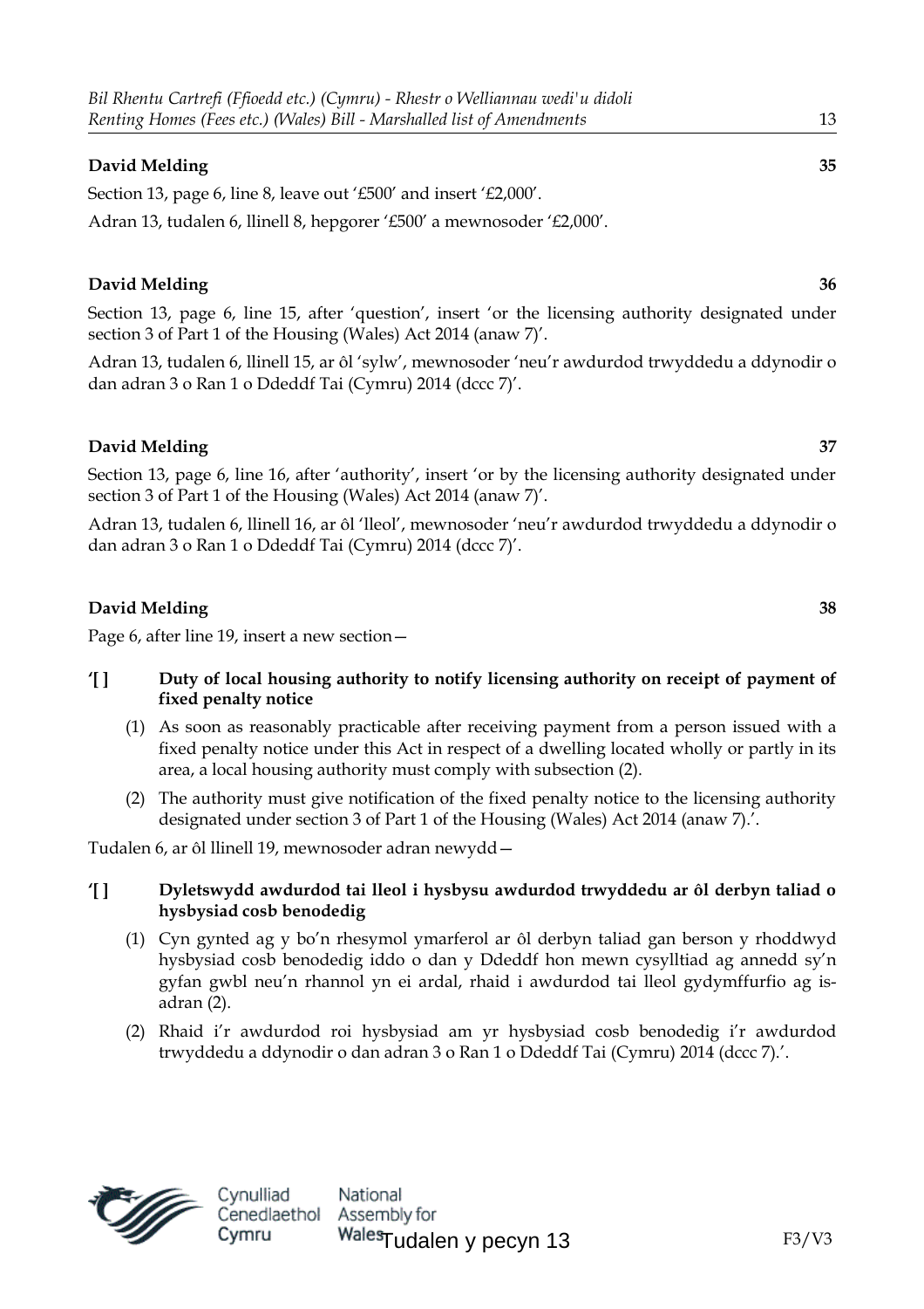**David Melding** **35**

Section 13, page 6, line 8, leave out '£500' and insert '£2,000'.

Adran 13, tudalen 6, llinell 8, hepgorer '£500' a mewnosoder '£2,000'.

**David Melding** **36**

Section 13, page 6, line 15, after 'question', insert 'or the licensing authority designated under section 3 of Part 1 of the Housing (Wales) Act 2014 (anaw 7)'.

Adran 13, tudalen 6, llinell 15, ar ôl 'sylw', mewnosoder 'neu'r awdurdod trwyddedu a ddynodir o dan adran 3 o Ran 1 o Ddeddf Tai (Cymru) 2014 (dccc 7)'.

**David Melding** **37**

Section 13, page 6, line 16, after 'authority', insert 'or by the licensing authority designated under section 3 of Part 1 of the Housing (Wales) Act 2014 (anaw 7)'.

Adran 13, tudalen 6, llinell 16, ar ôl 'lleol', mewnosoder 'neu'r awdurdod trwyddedu a ddynodir o dan adran 3 o Ran 1 o Ddeddf Tai (Cymru) 2014 (dccc 7)'.

**David Melding** **38**

Page 6, after line 19, insert a new section—

**'[ ] Duty of local housing authority to notify licensing authority on receipt of payment of fixed penalty notice**

(1) As soon as reasonably practicable after receiving payment from a person issued with a fixed penalty notice under this Act in respect of a dwelling located wholly or partly in its area, a local housing authority must comply with subsection (2).

(2) The authority must give notification of the fixed penalty notice to the licensing authority designated under section 3 of Part 1 of the Housing (Wales) Act 2014 (anaw 7).'.

Tudalen 6, ar ôl llinell 19, mewnosoder adran newydd—

**'[ ] Dyletswydd awdurdod tai lleol i hysbysu awdurdod trwyddedu ar ôl derbyn taliad o hysbysiad cosb benodedig**

(1) Cyn gynted ag y bo'n rhesymol ymarferol ar ôl derbyn taliad gan berson y rhoddwyd hysbysiad cosb benodedig iddo o dan y Ddeddf hon mewn cysylltiad ag annedd sy'n gyfan gwbl neu'n rhannol yn ei ardal, rhaid i awdurdod tai lleol gydymffurfio ag is-adran (2).

(2) Rhaid i'r awdurdod roi hysbysiad am yr hysbysiad cosb benodedig i'r awdurdod trwyddedu a ddynodir o dan adran 3 o Ran 1 o Ddeddf Tai (Cymru) 2014 (dccc 7).'.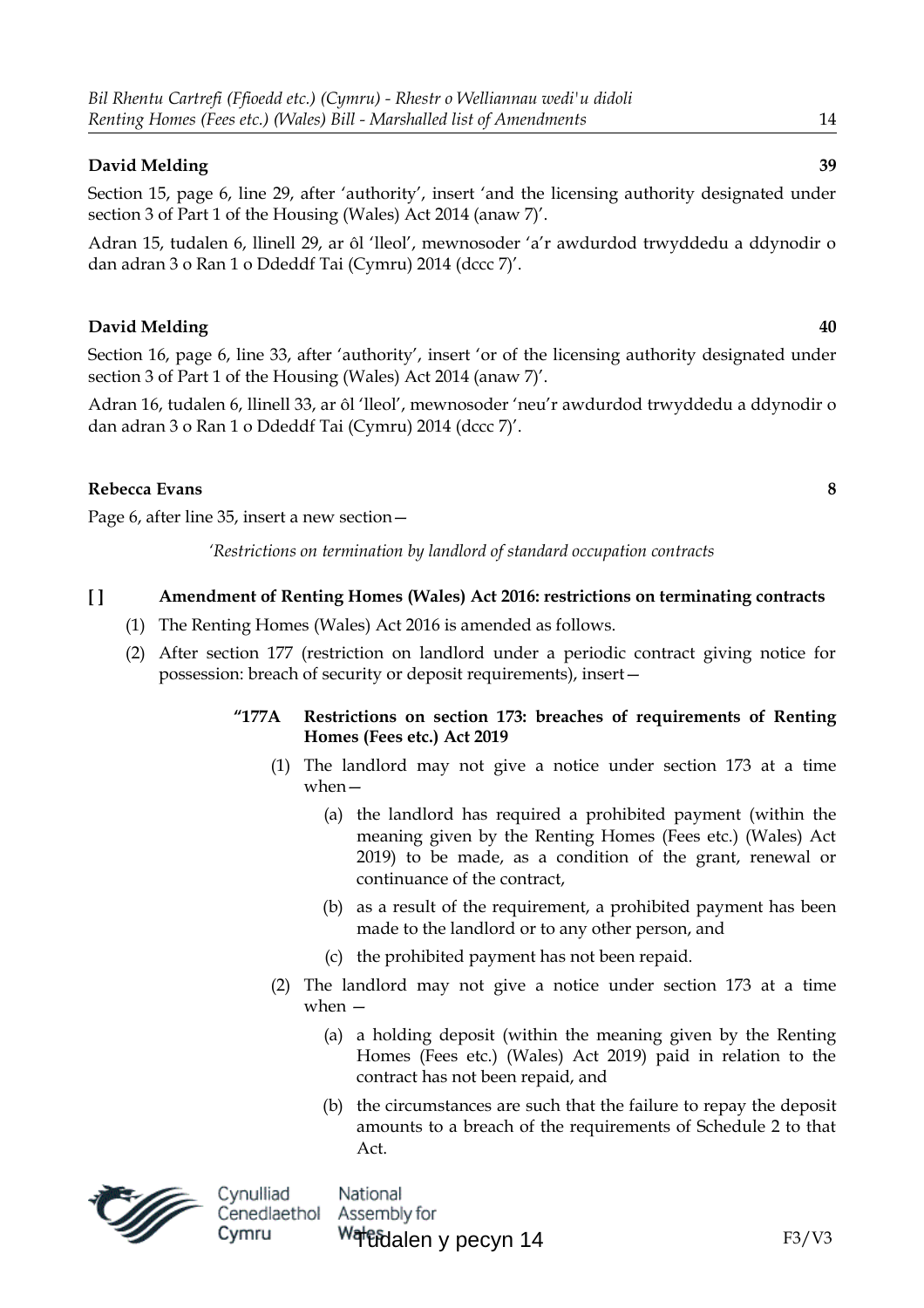**David Melding** **39**

Section 15, page 6, line 29, after 'authority', insert 'and the licensing authority designated under section 3 of Part 1 of the Housing (Wales) Act 2014 (anaw 7)'.

Adran 15, tudalen 6, llinell 29, ar ôl 'lleol', mewnosoder 'a'r awdurdod trwyddedu a ddynodir o dan adran 3 o Ran 1 o Ddeddf Tai (Cymru) 2014 (dccc 7)'.

**David Melding** **40**

Section 16, page 6, line 33, after 'authority', insert 'or of the licensing authority designated under section 3 of Part 1 of the Housing (Wales) Act 2014 (anaw 7)'.

Adran 16, tudalen 6, llinell 33, ar ôl 'lleol', mewnosoder 'neu'r awdurdod trwyddedu a ddynodir o dan adran 3 o Ran 1 o Ddeddf Tai (Cymru) 2014 (dccc 7)'.

**Rebecca Evans** **8**

Page 6, after line 35, insert a new section—

*'Restrictions on termination by landlord of standard occupation contracts*

**[ ] Amendment of Renting Homes (Wales) Act 2016: restrictions on terminating contracts**

(1) The Renting Homes (Wales) Act 2016 is amended as follows.

(2) After section 177 (restriction on landlord under a periodic contract giving notice for possession: breach of security or deposit requirements), insert—

**"177A Restrictions on section 173: breaches of requirements of Renting Homes (Fees etc.) Act 2019**

(1) The landlord may not give a notice under section 173 at a time when—

(a) the landlord has required a prohibited payment (within the meaning given by the Renting Homes (Fees etc.) (Wales) Act 2019) to be made, as a condition of the grant, renewal or continuance of the contract,

(b) as a result of the requirement, a prohibited payment has been made to the landlord or to any other person, and

(c) the prohibited payment has not been repaid.

(2) The landlord may not give a notice under section 173 at a time when —

(a) a holding deposit (within the meaning given by the Renting Homes (Fees etc.) (Wales) Act 2019) paid in relation to the contract has not been repaid, and

(b) the circumstances are such that the failure to repay the deposit amounts to a breach of the requirements of Schedule 2 to that Act.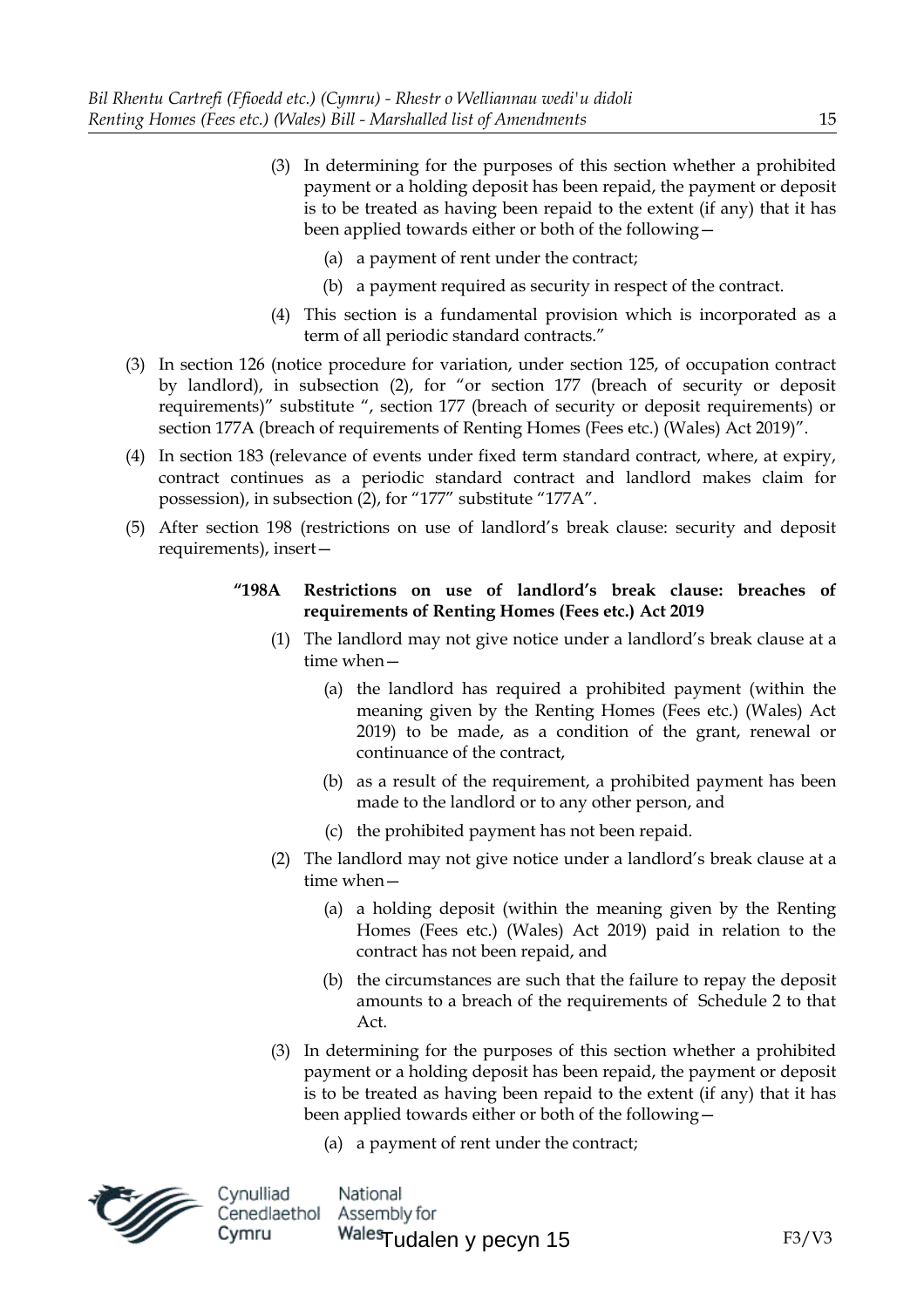(3) In determining for the purposes of this section whether a prohibited payment or a holding deposit has been repaid, the payment or deposit is to be treated as having been repaid to the extent (if any) that it has been applied towards either or both of the following—

(a) a payment of rent under the contract;

(b) a payment required as security in respect of the contract.

(4) This section is a fundamental provision which is incorporated as a term of all periodic standard contracts."

(3) In section 126 (notice procedure for variation, under section 125, of occupation contract by landlord), in subsection (2), for "or section 177 (breach of security or deposit requirements)" substitute ", section 177 (breach of security or deposit requirements) or section 177A (breach of requirements of Renting Homes (Fees etc.) (Wales) Act 2019)".

(4) In section 183 (relevance of events under fixed term standard contract, where, at expiry, contract continues as a periodic standard contract and landlord makes claim for possession), in subsection (2), for "177" substitute "177A".

(5) After section 198 (restrictions on use of landlord's break clause: security and deposit requirements), insert—

**"198A Restrictions on use of landlord's break clause: breaches of requirements of Renting Homes (Fees etc.) Act 2019**

(1) The landlord may not give notice under a landlord's break clause at a time when—

(a) the landlord has required a prohibited payment (within the meaning given by the Renting Homes (Fees etc.) (Wales) Act 2019) to be made, as a condition of the grant, renewal or continuance of the contract,

(b) as a result of the requirement, a prohibited payment has been made to the landlord or to any other person, and

(c) the prohibited payment has not been repaid.

(2) The landlord may not give notice under a landlord's break clause at a time when—

(a) a holding deposit (within the meaning given by the Renting Homes (Fees etc.) (Wales) Act 2019) paid in relation to the contract has not been repaid, and

(b) the circumstances are such that the failure to repay the deposit amounts to a breach of the requirements of Schedule 2 to that Act.

(3) In determining for the purposes of this section whether a prohibited payment or a holding deposit has been repaid, the payment or deposit is to be treated as having been repaid to the extent (if any) that it has been applied towards either or both of the following—

(a) a payment of rent under the contract;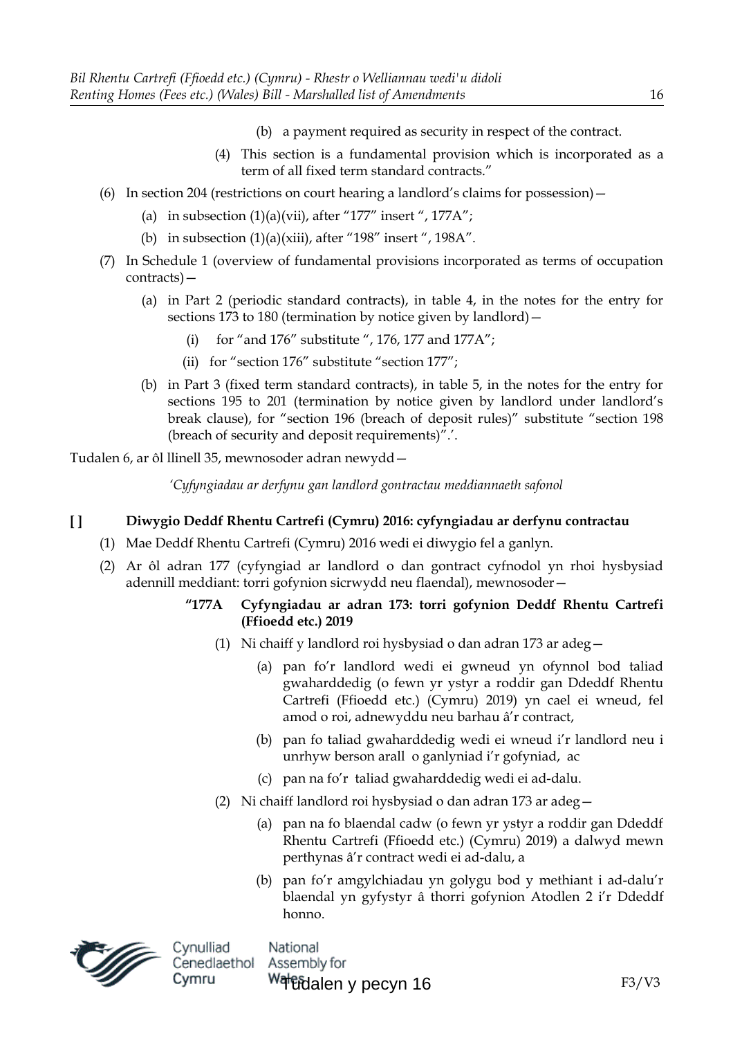(b) a payment required as security in respect of the contract.

(4) This section is a fundamental provision which is incorporated as a term of all fixed term standard contracts."

(6) In section 204 (restrictions on court hearing a landlord's claims for possession)—

(a) in subsection (1)(a)(vii), after "177" insert ", 177A";

(b) in subsection (1)(a)(xiii), after "198" insert ", 198A".

(7) In Schedule 1 (overview of fundamental provisions incorporated as terms of occupation contracts)—

(a) in Part 2 (periodic standard contracts), in table 4, in the notes for the entry for sections 173 to 180 (termination by notice given by landlord)—

(i) for "and 176" substitute ", 176, 177 and 177A";

(ii) for "section 176" substitute "section 177";

(b) in Part 3 (fixed term standard contracts), in table 5, in the notes for the entry for sections 195 to 201 (termination by notice given by landlord under landlord's break clause), for "section 196 (breach of deposit rules)" substitute "section 198 (breach of security and deposit requirements)".'.

Tudalen 6, ar ôl llinell 35, mewnosoder adran newydd—

*'Cyfyngiadau ar derfynu gan landlord gontractau meddiannaeth safonol*

**[ ] Diwygio Deddf Rhentu Cartrefi (Cymru) 2016: cyfyngiadau ar derfynu contractau**

(1) Mae Deddf Rhentu Cartrefi (Cymru) 2016 wedi ei diwygio fel a ganlyn.

(2) Ar ôl adran 177 (cyfyngiad ar landlord o dan gontract cyfnodol yn rhoi hysbysiad adennill meddiant: torri gofynion sicrwydd neu flaendal), mewnosoder—

**"177A Cyfyngiadau ar adran 173: torri gofynion Deddf Rhentu Cartrefi (Ffioedd etc.) 2019**

(1) Ni chaiff y landlord roi hysbysiad o dan adran 173 ar adeg—

(a) pan fo'r landlord wedi ei gwneud yn ofynnol bod taliad gwaharddedig (o fewn yr ystyr a roddir gan Ddeddf Rhentu Cartrefi (Ffioedd etc.) (Cymru) 2019) yn cael ei wneud, fel amod o roi, adnewyddu neu barhau â'r contract,

(b) pan fo taliad gwaharddedig wedi ei wneud i'r landlord neu i unrhyw berson arall o ganlyniad i'r gofyniad, ac

(c) pan na fo'r taliad gwaharddedig wedi ei ad-dalu.

(2) Ni chaiff landlord roi hysbysiad o dan adran 173 ar adeg—

(a) pan na fo blaendal cadw (o fewn yr ystyr a roddir gan Ddeddf Rhentu Cartrefi (Ffioedd etc.) (Cymru) 2019) a dalwyd mewn perthynas â'r contract wedi ei ad-dalu, a

(b) pan fo'r amgylchiadau yn golygu bod y methiant i ad-dalu'r blaendal yn gyfystyr â thorri gofynion Atodlen 2 i'r Ddeddf honno.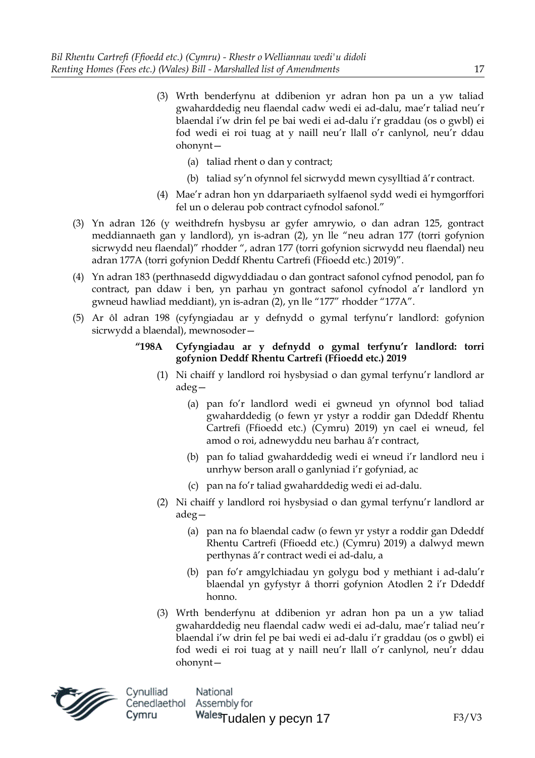(3) Wrth benderfynu at ddibenion yr adran hon pa un a yw taliad gwaharddedig neu flaendal cadw wedi ei ad-dalu, mae'r taliad neu'r blaendal i'w drin fel pe bai wedi ei ad-dalu i'r graddau (os o gwbl) ei fod wedi ei roi tuag at y naill neu'r llall o'r canlynol, neu'r ddau ohonynt—

(a) taliad rhent o dan y contract;

(b) taliad sy'n ofynnol fel sicrwydd mewn cysylltiad â'r contract.

(4) Mae'r adran hon yn ddarpariaeth sylfaenol sydd wedi ei hymgorffori fel un o delerau pob contract cyfnodol safonol."

(3) Yn adran 126 (y weithdrefn hysbysu ar gyfer amrywio, o dan adran 125, gontract meddiannaeth gan y landlord), yn is-adran (2), yn lle "neu adran 177 (torri gofynion sicrwydd neu flaendal)" rhodder ", adran 177 (torri gofynion sicrwydd neu flaendal) neu adran 177A (torri gofynion Deddf Rhentu Cartrefi (Ffioedd etc.) 2019)".

(4) Yn adran 183 (perthnasedd digwyddiadau o dan gontract safonol cyfnod penodol, pan fo contract, pan ddaw i ben, yn parhau yn gontract safonol cyfnodol a'r landlord yn gwneud hawliad meddiant), yn is-adran (2), yn lle "177" rhodder "177A".

(5) Ar ôl adran 198 (cyfyngiadau ar y defnydd o gymal terfynu'r landlord: gofynion sicrwydd a blaendal), mewnosoder—

**"198A Cyfyngiadau ar y defnydd o gymal terfynu'r landlord: torri gofynion Deddf Rhentu Cartrefi (Ffioedd etc.) 2019**

(1) Ni chaiff y landlord roi hysbysiad o dan gymal terfynu'r landlord ar adeg—

(a) pan fo'r landlord wedi ei gwneud yn ofynnol bod taliad gwaharddedig (o fewn yr ystyr a roddir gan Ddeddf Rhentu Cartrefi (Ffioedd etc.) (Cymru) 2019) yn cael ei wneud, fel amod o roi, adnewyddu neu barhau â'r contract,

(b) pan fo taliad gwaharddedig wedi ei wneud i'r landlord neu i unrhyw berson arall o ganlyniad i'r gofyniad, ac

(c) pan na fo'r taliad gwaharddedig wedi ei ad-dalu.

(2) Ni chaiff y landlord roi hysbysiad o dan gymal terfynu'r landlord ar adeg—

(a) pan na fo blaendal cadw (o fewn yr ystyr a roddir gan Ddeddf Rhentu Cartrefi (Ffioedd etc.) (Cymru) 2019) a dalwyd mewn perthynas â'r contract wedi ei ad-dalu, a

(b) pan fo'r amgylchiadau yn golygu bod y methiant i ad-dalu'r blaendal yn gyfystyr â thorri gofynion Atodlen 2 i'r Ddeddf honno.

(3) Wrth benderfynu at ddibenion yr adran hon pa un a yw taliad gwaharddedig neu flaendal cadw wedi ei ad-dalu, mae'r taliad neu'r blaendal i'w drin fel pe bai wedi ei ad-dalu i'r graddau (os o gwbl) ei fod wedi ei roi tuag at y naill neu'r llall o'r canlynol, neu'r ddau ohonynt—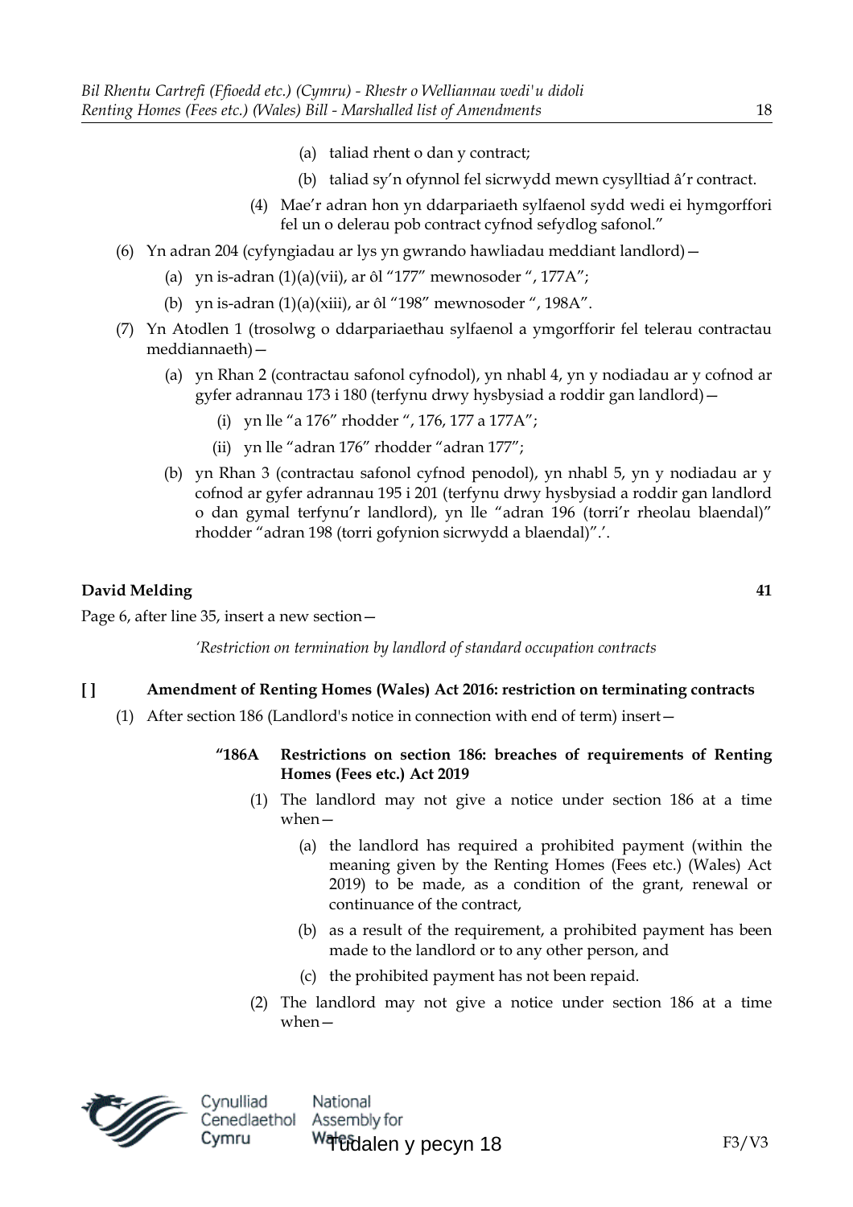(a) taliad rhent o dan y contract;

(b) taliad sy'n ofynnol fel sicrwydd mewn cysylltiad â'r contract.

(4) Mae'r adran hon yn ddarpariaeth sylfaenol sydd wedi ei hymgorffori fel un o delerau pob contract cyfnod sefydlog safonol."

(6) Yn adran 204 (cyfyngiadau ar lys yn gwrando hawliadau meddiant landlord)—

(a) yn is-adran (1)(a)(vii), ar ôl "177" mewnosoder ", 177A";

(b) yn is-adran (1)(a)(xiii), ar ôl "198" mewnosoder ", 198A".

(7) Yn Atodlen 1 (trosolwg o ddarpariaethau sylfaenol a ymgorfforir fel telerau contractau meddiannaeth)—

(a) yn Rhan 2 (contractau safonol cyfnodol), yn nhabl 4, yn y nodiadau ar y cofnod ar gyfer adrannau 173 i 180 (terfynu drwy hysbysiad a roddir gan landlord)—

(i) yn lle "a 176" rhodder ", 176, 177 a 177A";

(ii) yn lle "adran 176" rhodder "adran 177";

(b) yn Rhan 3 (contractau safonol cyfnod penodol), yn nhabl 5, yn y nodiadau ar y cofnod ar gyfer adrannau 195 i 201 (terfynu drwy hysbysiad a roddir gan landlord o dan gymal terfynu'r landlord), yn lle "adran 196 (torri'r rheolau blaendal)" rhodder "adran 198 (torri gofynion sicrwydd a blaendal)".'.

**David Melding** **41**

Page 6, after line 35, insert a new section—

*'Restriction on termination by landlord of standard occupation contracts*

**[ ] Amendment of Renting Homes (Wales) Act 2016: restriction on terminating contracts**

(1) After section 186 (Landlord's notice in connection with end of term) insert—

**"186A Restrictions on section 186: breaches of requirements of Renting Homes (Fees etc.) Act 2019**

(1) The landlord may not give a notice under section 186 at a time when—

(a) the landlord has required a prohibited payment (within the meaning given by the Renting Homes (Fees etc.) (Wales) Act 2019) to be made, as a condition of the grant, renewal or continuance of the contract,

(b) as a result of the requirement, a prohibited payment has been made to the landlord or to any other person, and

(c) the prohibited payment has not been repaid.

(2) The landlord may not give a notice under section 186 at a time when—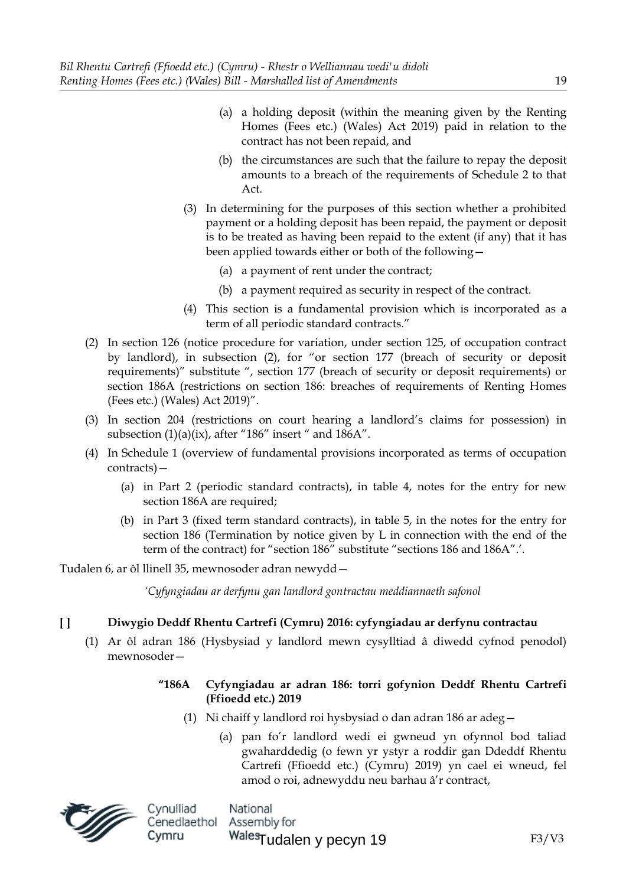(a) a holding deposit (within the meaning given by the Renting Homes (Fees etc.) (Wales) Act 2019) paid in relation to the contract has not been repaid, and

(b) the circumstances are such that the failure to repay the deposit amounts to a breach of the requirements of Schedule 2 to that Act.

(3) In determining for the purposes of this section whether a prohibited payment or a holding deposit has been repaid, the payment or deposit is to be treated as having been repaid to the extent (if any) that it has been applied towards either or both of the following—

(a) a payment of rent under the contract;

(b) a payment required as security in respect of the contract.

(4) This section is a fundamental provision which is incorporated as a term of all periodic standard contracts."

(2) In section 126 (notice procedure for variation, under section 125, of occupation contract by landlord), in subsection (2), for "or section 177 (breach of security or deposit requirements)" substitute ", section 177 (breach of security or deposit requirements) or section 186A (restrictions on section 186: breaches of requirements of Renting Homes (Fees etc.) (Wales) Act 2019)".

(3) In section 204 (restrictions on court hearing a landlord's claims for possession) in subsection (1)(a)(ix), after "186" insert " and 186A".

(4) In Schedule 1 (overview of fundamental provisions incorporated as terms of occupation contracts)—

(a) in Part 2 (periodic standard contracts), in table 4, notes for the entry for new section 186A are required;

(b) in Part 3 (fixed term standard contracts), in table 5, in the notes for the entry for section 186 (Termination by notice given by L in connection with the end of the term of the contract) for "section 186" substitute "sections 186 and 186A".'.

Tudalen 6, ar ôl llinell 35, mewnosoder adran newydd—

*'Cyfyngiadau ar derfynu gan landlord gontractau meddiannaeth safonol*

**[ ] Diwygio Deddf Rhentu Cartrefi (Cymru) 2016: cyfyngiadau ar derfynu contractau**

(1) Ar ôl adran 186 (Hysbysiad y landlord mewn cysylltiad â diwedd cyfnod penodol) mewnosoder—

**"186A Cyfyngiadau ar adran 186: torri gofynion Deddf Rhentu Cartrefi (Ffioedd etc.) 2019**

(1) Ni chaiff y landlord roi hysbysiad o dan adran 186 ar adeg—

(a) pan fo'r landlord wedi ei gwneud yn ofynnol bod taliad gwaharddedig (o fewn yr ystyr a roddir gan Ddeddf Rhentu Cartrefi (Ffioedd etc.) (Cymru) 2019) yn cael ei wneud, fel amod o roi, adnewyddu neu barhau â'r contract,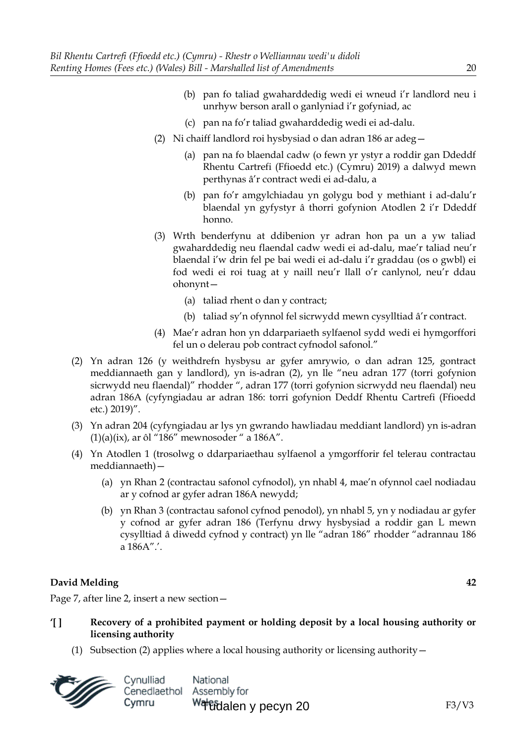(b) pan fo taliad gwaharddedig wedi ei wneud i'r landlord neu i unrhyw berson arall o ganlyniad i'r gofyniad, ac

(c) pan na fo'r taliad gwaharddedig wedi ei ad-dalu.

(2) Ni chaiff landlord roi hysbysiad o dan adran 186 ar adeg—

(a) pan na fo blaendal cadw (o fewn yr ystyr a roddir gan Ddeddf Rhentu Cartrefi (Ffioedd etc.) (Cymru) 2019) a dalwyd mewn perthynas â'r contract wedi ei ad-dalu, a

(b) pan fo'r amgylchiadau yn golygu bod y methiant i ad-dalu'r blaendal yn gyfystyr â thorri gofynion Atodlen 2 i'r Ddeddf honno.

(3) Wrth benderfynu at ddibenion yr adran hon pa un a yw taliad gwaharddedig neu flaendal cadw wedi ei ad-dalu, mae'r taliad neu'r blaendal i'w drin fel pe bai wedi ei ad-dalu i'r graddau (os o gwbl) ei fod wedi ei roi tuag at y naill neu'r llall o'r canlynol, neu'r ddau ohonynt—

(a) taliad rhent o dan y contract;

(b) taliad sy'n ofynnol fel sicrwydd mewn cysylltiad â'r contract.

(4) Mae'r adran hon yn ddarpariaeth sylfaenol sydd wedi ei hymgorffori fel un o delerau pob contract cyfnodol safonol."

(2) Yn adran 126 (y weithdrefn hysbysu ar gyfer amrywio, o dan adran 125, gontract meddiannaeth gan y landlord), yn is-adran (2), yn lle "neu adran 177 (torri gofynion sicrwydd neu flaendal)" rhodder ", adran 177 (torri gofynion sicrwydd neu flaendal) neu adran 186A (cyfyngiadau ar adran 186: torri gofynion Deddf Rhentu Cartrefi (Ffioedd etc.) 2019)".

(3) Yn adran 204 (cyfyngiadau ar lys yn gwrando hawliadau meddiant landlord) yn is-adran (1)(a)(ix), ar ôl "186" mewnosoder " a 186A".

(4) Yn Atodlen 1 (trosolwg o ddarpariaethau sylfaenol a ymgorfforir fel telerau contractau meddiannaeth)—

(a) yn Rhan 2 (contractau safonol cyfnodol), yn nhabl 4, mae'n ofynnol cael nodiadau ar y cofnod ar gyfer adran 186A newydd;

(b) yn Rhan 3 (contractau safonol cyfnod penodol), yn nhabl 5, yn y nodiadau ar gyfer y cofnod ar gyfer adran 186 (Terfynu drwy hysbysiad a roddir gan L mewn cysylltiad â diwedd cyfnod y contract) yn lle "adran 186" rhodder "adrannau 186 a 186A".'.

**David Melding** **42**

Page 7, after line 2, insert a new section—

**'[ ] Recovery of a prohibited payment or holding deposit by a local housing authority or licensing authority**

(1) Subsection (2) applies where a local housing authority or licensing authority—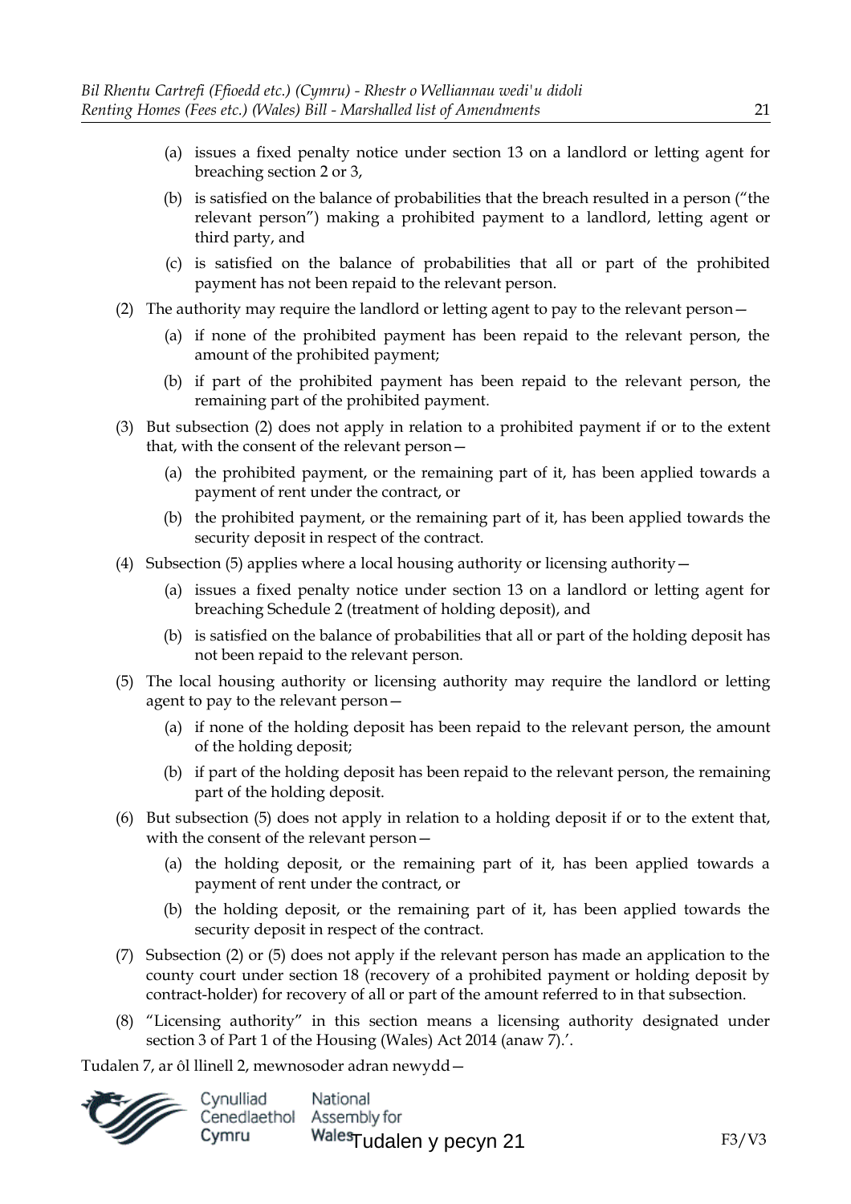(a) issues a fixed penalty notice under section 13 on a landlord or letting agent for breaching section 2 or 3,

(b) is satisfied on the balance of probabilities that the breach resulted in a person ("the relevant person") making a prohibited payment to a landlord, letting agent or third party, and

(c) is satisfied on the balance of probabilities that all or part of the prohibited payment has not been repaid to the relevant person.

(2) The authority may require the landlord or letting agent to pay to the relevant person—

(a) if none of the prohibited payment has been repaid to the relevant person, the amount of the prohibited payment;

(b) if part of the prohibited payment has been repaid to the relevant person, the remaining part of the prohibited payment.

(3) But subsection (2) does not apply in relation to a prohibited payment if or to the extent that, with the consent of the relevant person—

(a) the prohibited payment, or the remaining part of it, has been applied towards a payment of rent under the contract, or

(b) the prohibited payment, or the remaining part of it, has been applied towards the security deposit in respect of the contract.

(4) Subsection (5) applies where a local housing authority or licensing authority—

(a) issues a fixed penalty notice under section 13 on a landlord or letting agent for breaching Schedule 2 (treatment of holding deposit), and

(b) is satisfied on the balance of probabilities that all or part of the holding deposit has not been repaid to the relevant person.

(5) The local housing authority or licensing authority may require the landlord or letting agent to pay to the relevant person—

(a) if none of the holding deposit has been repaid to the relevant person, the amount of the holding deposit;

(b) if part of the holding deposit has been repaid to the relevant person, the remaining part of the holding deposit.

(6) But subsection (5) does not apply in relation to a holding deposit if or to the extent that, with the consent of the relevant person—

(a) the holding deposit, or the remaining part of it, has been applied towards a payment of rent under the contract, or

(b) the holding deposit, or the remaining part of it, has been applied towards the security deposit in respect of the contract.

(7) Subsection (2) or (5) does not apply if the relevant person has made an application to the county court under section 18 (recovery of a prohibited payment or holding deposit by contract-holder) for recovery of all or part of the amount referred to in that subsection.

(8) "Licensing authority" in this section means a licensing authority designated under section 3 of Part 1 of the Housing (Wales) Act 2014 (anaw 7).'.

Tudalen 7, ar ôl llinell 2, mewnosoder adran newydd—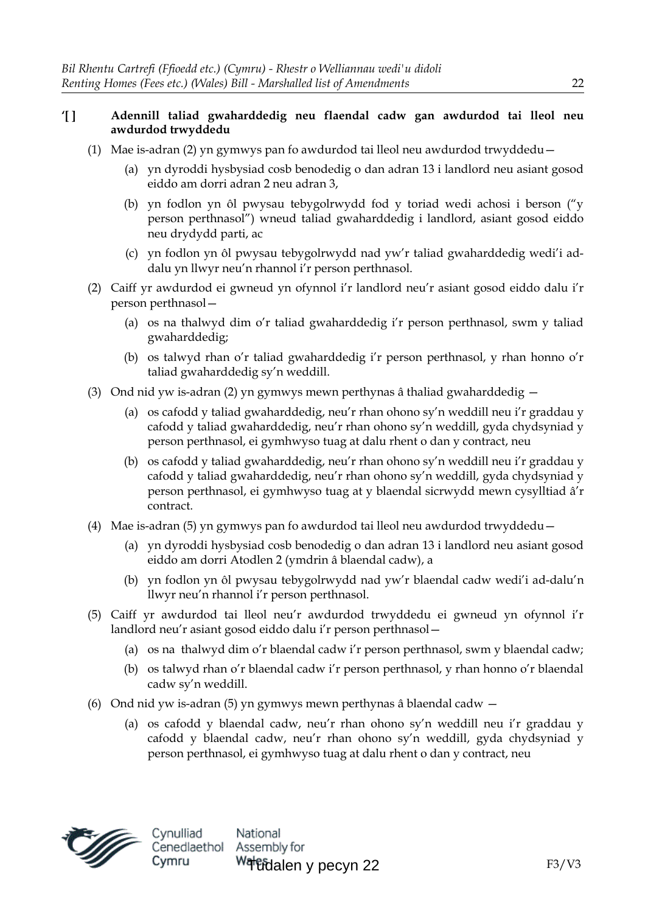**'[ ] Adennill taliad gwaharddedig neu flaendal cadw gan awdurdod tai lleol neu awdurdod trwyddedu**

(1) Mae is-adran (2) yn gymwys pan fo awdurdod tai lleol neu awdurdod trwyddedu—

(a) yn dyroddi hysbysiad cosb benodedig o dan adran 13 i landlord neu asiant gosod eiddo am dorri adran 2 neu adran 3,

(b) yn fodlon yn ôl pwysau tebygolrwydd fod y toriad wedi achosi i berson ("y person perthnasol") wneud taliad gwaharddedig i landlord, asiant gosod eiddo neu drydydd parti, ac

(c) yn fodlon yn ôl pwysau tebygolrwydd nad yw'r taliad gwaharddedig wedi'i ad-dalu yn llwyr neu'n rhannol i'r person perthnasol.

(2) Caiff yr awdurdod ei gwneud yn ofynnol i'r landlord neu'r asiant gosod eiddo dalu i'r person perthnasol—

(a) os na thalwyd dim o'r taliad gwaharddedig i'r person perthnasol, swm y taliad gwaharddedig;

(b) os talwyd rhan o'r taliad gwaharddedig i'r person perthnasol, y rhan honno o'r taliad gwaharddedig sy'n weddill.

(3) Ond nid yw is-adran (2) yn gymwys mewn perthynas â thaliad gwaharddedig —

(a) os cafodd y taliad gwaharddedig, neu'r rhan ohono sy'n weddill neu i'r graddau y cafodd y taliad gwaharddedig, neu'r rhan ohono sy'n weddill, gyda chydsyniad y person perthnasol, ei gymhwyso tuag at dalu rhent o dan y contract, neu

(b) os cafodd y taliad gwaharddedig, neu'r rhan ohono sy'n weddill neu i'r graddau y cafodd y taliad gwaharddedig, neu'r rhan ohono sy'n weddill, gyda chydsyniad y person perthnasol, ei gymhwyso tuag at y blaendal sicrwydd mewn cysylltiad â'r contract.

(4) Mae is-adran (5) yn gymwys pan fo awdurdod tai lleol neu awdurdod trwyddedu—

(a) yn dyroddi hysbysiad cosb benodedig o dan adran 13 i landlord neu asiant gosod eiddo am dorri Atodlen 2 (ymdrin â blaendal cadw), a

(b) yn fodlon yn ôl pwysau tebygolrwydd nad yw'r blaendal cadw wedi'i ad-dalu'n llwyr neu'n rhannol i'r person perthnasol.

(5) Caiff yr awdurdod tai lleol neu'r awdurdod trwyddedu ei gwneud yn ofynnol i'r landlord neu'r asiant gosod eiddo dalu i'r person perthnasol—

(a) os na thalwyd dim o'r blaendal cadw i'r person perthnasol, swm y blaendal cadw;

(b) os talwyd rhan o'r blaendal cadw i'r person perthnasol, y rhan honno o'r blaendal cadw sy'n weddill.

(6) Ond nid yw is-adran (5) yn gymwys mewn perthynas â blaendal cadw —

(a) os cafodd y blaendal cadw, neu'r rhan ohono sy'n weddill neu i'r graddau y cafodd y blaendal cadw, neu'r rhan ohono sy'n weddill, gyda chydsyniad y person perthnasol, ei gymhwyso tuag at dalu rhent o dan y contract, neu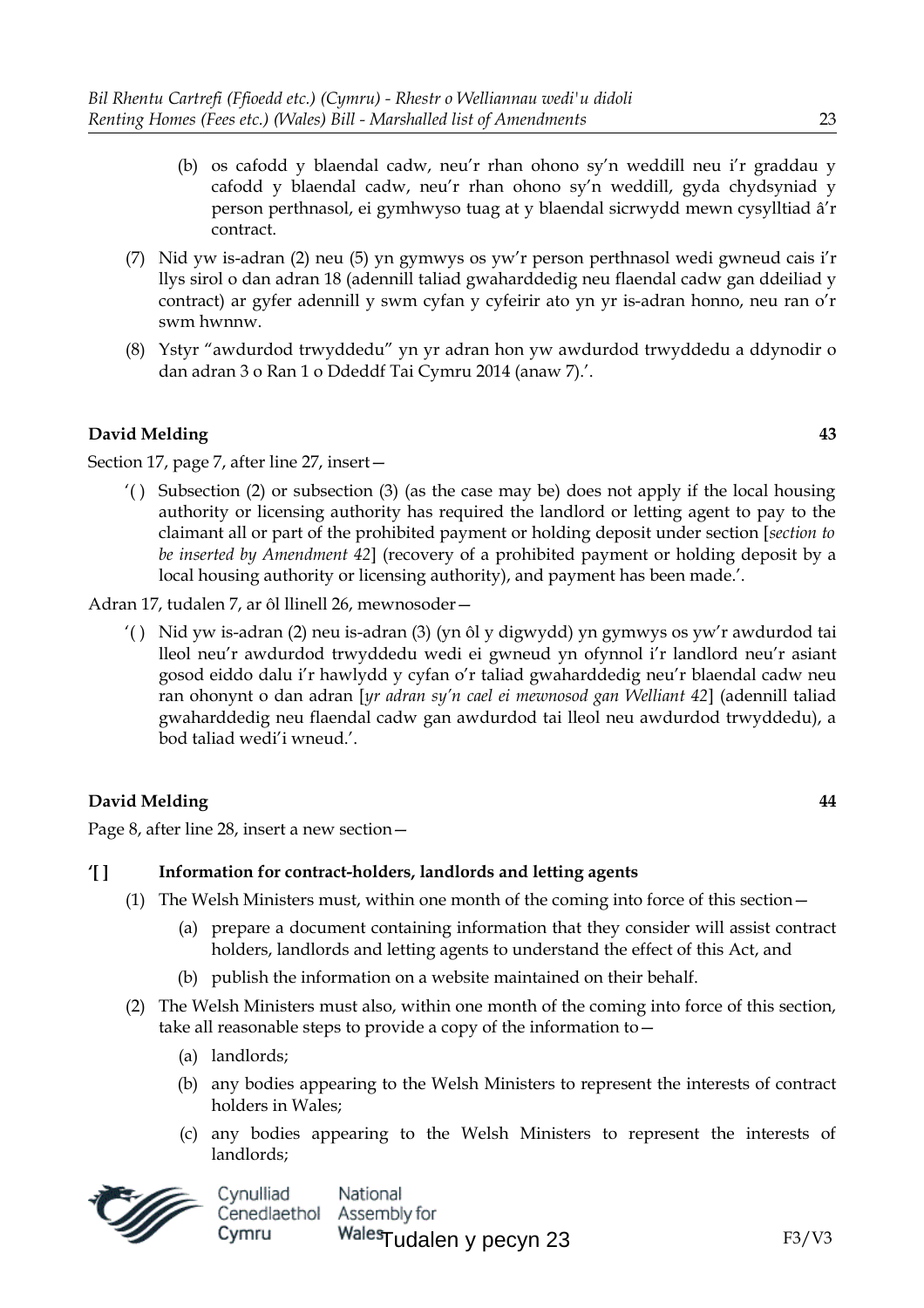(b) os cafodd y blaendal cadw, neu'r rhan ohono sy'n weddill neu i'r graddau y cafodd y blaendal cadw, neu'r rhan ohono sy'n weddill, gyda chydsyniad y person perthnasol, ei gymhwyso tuag at y blaendal sicrwydd mewn cysylltiad â'r contract.

(7) Nid yw is-adran (2) neu (5) yn gymwys os yw'r person perthnasol wedi gwneud cais i'r llys sirol o dan adran 18 (adennill taliad gwaharddedig neu flaendal cadw gan ddeiliad y contract) ar gyfer adennill y swm cyfan y cyfeirir ato yn yr is-adran honno, neu ran o'r swm hwnnw.

(8) Ystyr "awdurdod trwyddedu" yn yr adran hon yw awdurdod trwyddedu a ddynodir o dan adran 3 o Ran 1 o Ddeddf Tai Cymru 2014 (anaw 7).'.

**David Melding** **43**

Section 17, page 7, after line 27, insert—

'( ) Subsection (2) or subsection (3) (as the case may be) does not apply if the local housing authority or licensing authority has required the landlord or letting agent to pay to the claimant all or part of the prohibited payment or holding deposit under section [*section to be inserted by Amendment 42*] (recovery of a prohibited payment or holding deposit by a local housing authority or licensing authority), and payment has been made.'.

Adran 17, tudalen 7, ar ôl llinell 26, mewnosoder—

'( ) Nid yw is-adran (2) neu is-adran (3) (yn ôl y digwydd) yn gymwys os yw'r awdurdod tai lleol neu'r awdurdod trwyddedu wedi ei gwneud yn ofynnol i'r landlord neu'r asiant gosod eiddo dalu i'r hawlydd y cyfan o'r taliad gwaharddedig neu'r blaendal cadw neu ran ohonynt o dan adran [*yr adran sy'n cael ei mewnosod gan Welliant 42*] (adennill taliad gwaharddedig neu flaendal cadw gan awdurdod tai lleol neu awdurdod trwyddedu), a bod taliad wedi'i wneud.'.

**David Melding** **44**

Page 8, after line 28, insert a new section—

**'[ ] Information for contract-holders, landlords and letting agents**

(1) The Welsh Ministers must, within one month of the coming into force of this section—

(a) prepare a document containing information that they consider will assist contract holders, landlords and letting agents to understand the effect of this Act, and

(b) publish the information on a website maintained on their behalf.

(2) The Welsh Ministers must also, within one month of the coming into force of this section, take all reasonable steps to provide a copy of the information to—

(a) landlords;

(b) any bodies appearing to the Welsh Ministers to represent the interests of contract holders in Wales;

(c) any bodies appearing to the Welsh Ministers to represent the interests of landlords;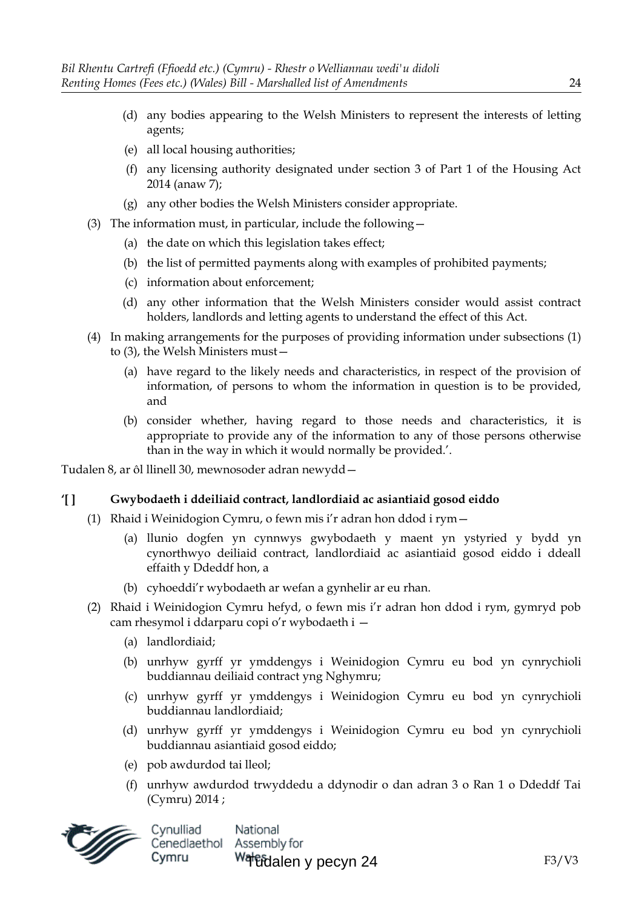(d) any bodies appearing to the Welsh Ministers to represent the interests of letting agents;

(e) all local housing authorities;

(f) any licensing authority designated under section 3 of Part 1 of the Housing Act 2014 (anaw 7);

(g) any other bodies the Welsh Ministers consider appropriate.

(3) The information must, in particular, include the following—

(a) the date on which this legislation takes effect;

(b) the list of permitted payments along with examples of prohibited payments;

(c) information about enforcement;

(d) any other information that the Welsh Ministers consider would assist contract holders, landlords and letting agents to understand the effect of this Act.

(4) In making arrangements for the purposes of providing information under subsections (1) to (3), the Welsh Ministers must—

(a) have regard to the likely needs and characteristics, in respect of the provision of information, of persons to whom the information in question is to be provided, and

(b) consider whether, having regard to those needs and characteristics, it is appropriate to provide any of the information to any of those persons otherwise than in the way in which it would normally be provided.'.

Tudalen 8, ar ôl llinell 30, mewnosoder adran newydd—

**'[ ] Gwybodaeth i ddeiliaid contract, landlordiaid ac asiantiaid gosod eiddo**

(1) Rhaid i Weinidogion Cymru, o fewn mis i'r adran hon ddod i rym—

(a) llunio dogfen yn cynnwys gwybodaeth y maent yn ystyried y bydd yn cynorthwyo deiliaid contract, landlordiaid ac asiantiaid gosod eiddo i ddeall effaith y Ddeddf hon, a

(b) cyhoeddi'r wybodaeth ar wefan a gynhelir ar eu rhan.

(2) Rhaid i Weinidogion Cymru hefyd, o fewn mis i'r adran hon ddod i rym, gymryd pob cam rhesymol i ddarparu copi o'r wybodaeth i —

(a) landlordiaid;

(b) unrhyw gyrff yr ymddengys i Weinidogion Cymru eu bod yn cynrychioli buddiannau deiliaid contract yng Nghymru;

(c) unrhyw gyrff yr ymddengys i Weinidogion Cymru eu bod yn cynrychioli buddiannau landlordiaid;

(d) unrhyw gyrff yr ymddengys i Weinidogion Cymru eu bod yn cynrychioli buddiannau asiantiaid gosod eiddo;

(e) pob awdurdod tai lleol;

(f) unrhyw awdurdod trwyddedu a ddynodir o dan adran 3 o Ran 1 o Ddeddf Tai (Cymru) 2014 ;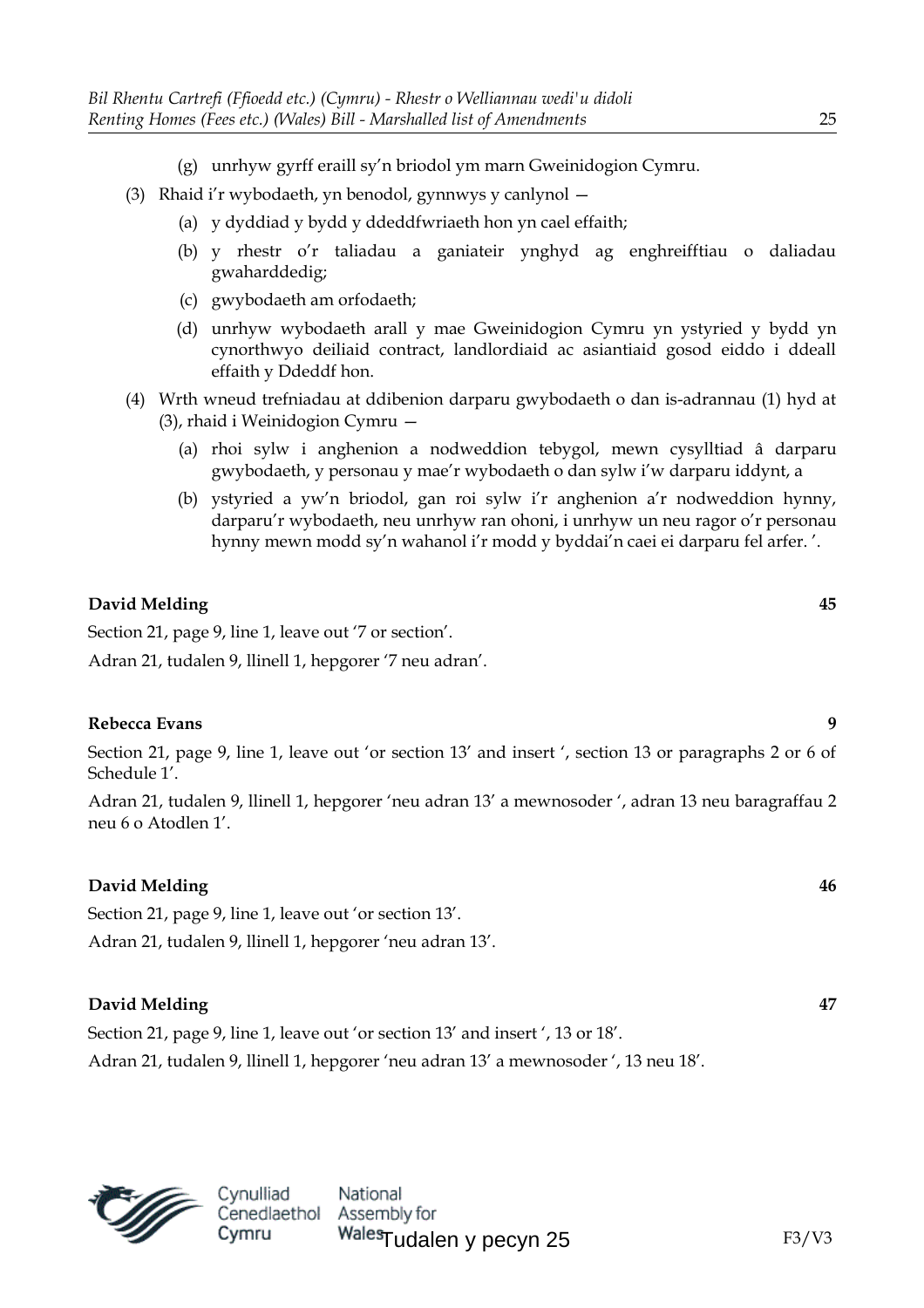(g) unrhyw gyrff eraill sy’n briodol ym marn Gweinidogion Cymru.

(3) Rhaid i’r wybodaeth, yn benodol, gynnwys y canlynol —

(a) y dyddiad y bydd y ddeddfwriaeth hon yn cael effaith;

(b) y rhestr o’r taliadau a ganiateir ynghyd ag enghreifftiau o daliadau gwaharddedig;

(c) gwybodaeth am orfodaeth;

(d) unrhyw wybodaeth arall y mae Gweinidogion Cymru yn ystyried y bydd yn cynorthwyo deiliaid contract, landlordiaid ac asiantiaid gosod eiddo i ddeall effaith y Ddeddf hon.

(4) Wrth wneud trefniadau at ddibenion darparu gwybodaeth o dan is-adrannau (1) hyd at (3), rhaid i Weinidogion Cymru —

(a) rhoi sylw i anghenion a nodweddion tebygol, mewn cysylltiad â darparu gwybodaeth, y personau y mae’r wybodaeth o dan sylw i’w darparu iddynt, a

(b) ystyried a yw’n briodol, gan roi sylw i’r anghenion a’r nodweddion hynny, darparu’r wybodaeth, neu unrhyw ran ohoni, i unrhyw un neu ragor o’r personau hynny mewn modd sy’n wahanol i’r modd y byddai’n caei ei darparu fel arfer. ’.

**David Melding** **45**

Section 21, page 9, line 1, leave out ‘7 or section’.

Adran 21, tudalen 9, llinell 1, hepgorer ‘7 neu adran’.

**Rebecca Evans** **9**

Section 21, page 9, line 1, leave out ‘or section 13’ and insert ‘, section 13 or paragraphs 2 or 6 of Schedule 1’.

Adran 21, tudalen 9, llinell 1, hepgorer ‘neu adran 13’ a mewnosoder ‘, adran 13 neu baragraffau 2 neu 6 o Atodlen 1’.

**David Melding** **46**

Section 21, page 9, line 1, leave out ‘or section 13’.

Adran 21, tudalen 9, llinell 1, hepgorer ‘neu adran 13’.

**David Melding** **47**

Section 21, page 9, line 1, leave out ‘or section 13’ and insert ‘, 13 or 18’.

Adran 21, tudalen 9, llinell 1, hepgorer ‘neu adran 13’ a mewnosoder ‘, 13 neu 18’.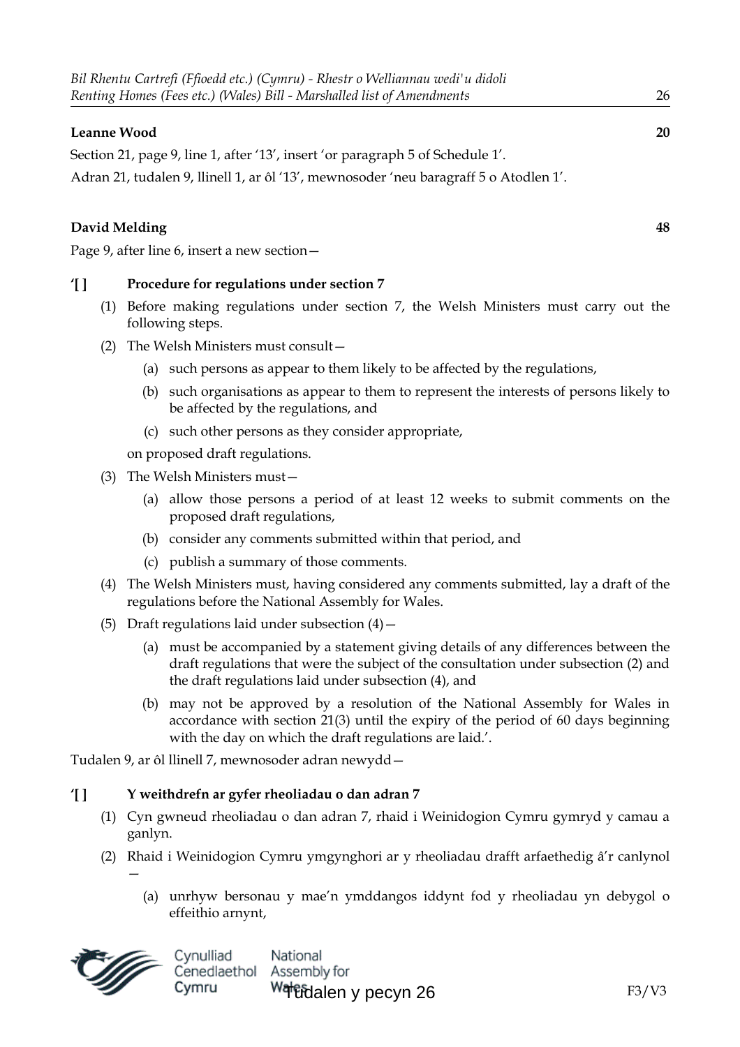**Leanne Wood** **20**

Section 21, page 9, line 1, after '13', insert 'or paragraph 5 of Schedule 1'.

Adran 21, tudalen 9, llinell 1, ar ôl '13', mewnosoder 'neu baragraff 5 o Atodlen 1'.

**David Melding** **48**

Page 9, after line 6, insert a new section—

**'[ ] Procedure for regulations under section 7**

(1) Before making regulations under section 7, the Welsh Ministers must carry out the following steps.

(2) The Welsh Ministers must consult—

(a) such persons as appear to them likely to be affected by the regulations,

(b) such organisations as appear to them to represent the interests of persons likely to be affected by the regulations, and

(c) such other persons as they consider appropriate,

on proposed draft regulations.

(3) The Welsh Ministers must—

(a) allow those persons a period of at least 12 weeks to submit comments on the proposed draft regulations,

(b) consider any comments submitted within that period, and

(c) publish a summary of those comments.

(4) The Welsh Ministers must, having considered any comments submitted, lay a draft of the regulations before the National Assembly for Wales.

(5) Draft regulations laid under subsection (4)—

(a) must be accompanied by a statement giving details of any differences between the draft regulations that were the subject of the consultation under subsection (2) and the draft regulations laid under subsection (4), and

(b) may not be approved by a resolution of the National Assembly for Wales in accordance with section 21(3) until the expiry of the period of 60 days beginning with the day on which the draft regulations are laid.'.

Tudalen 9, ar ôl llinell 7, mewnosoder adran newydd—

**'[ ] Y weithdrefn ar gyfer rheoliadau o dan adran 7**

(1) Cyn gwneud rheoliadau o dan adran 7, rhaid i Weinidogion Cymru gymryd y camau a ganlyn.

(2) Rhaid i Weinidogion Cymru ymgynghori ar y rheoliadau drafft arfaethedig â'r canlynol —

(a) unrhyw bersonau y mae'n ymddangos iddynt fod y rheoliadau yn debygol o effeithio arnynt,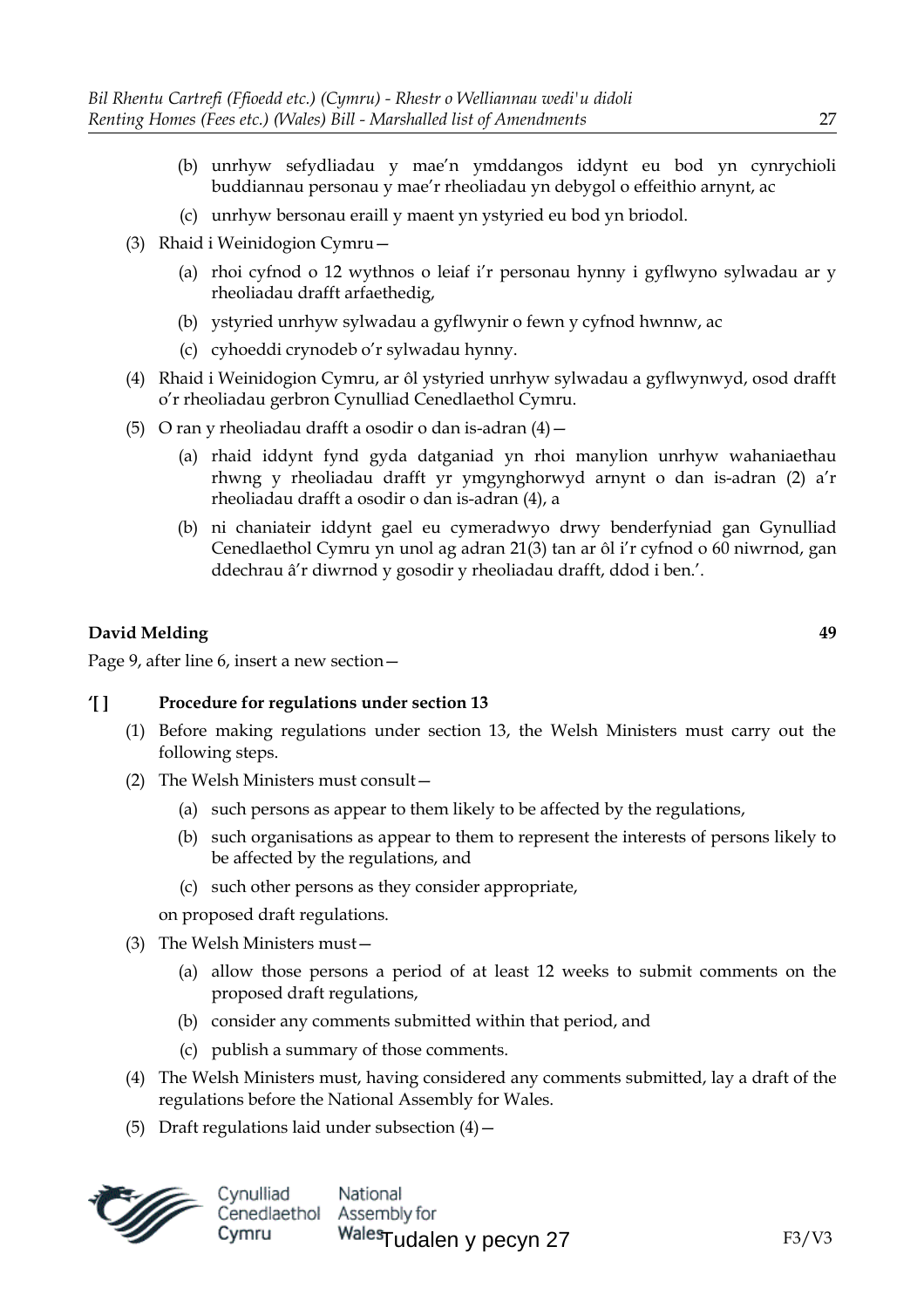(b) unrhyw sefydliadau y mae'n ymddangos iddynt eu bod yn cynrychioli buddiannau personau y mae'r rheoliadau yn debygol o effeithio arnynt, ac

(c) unrhyw bersonau eraill y maent yn ystyried eu bod yn briodol.

(3) Rhaid i Weinidogion Cymru—

(a) rhoi cyfnod o 12 wythnos o leiaf i'r personau hynny i gyflwyno sylwadau ar y rheoliadau drafft arfaethedig,

(b) ystyried unrhyw sylwadau a gyflwynir o fewn y cyfnod hwnnw, ac

(c) cyhoeddi crynodeb o'r sylwadau hynny.

(4) Rhaid i Weinidogion Cymru, ar ôl ystyried unrhyw sylwadau a gyflwynwyd, osod drafft o'r rheoliadau gerbron Cynulliad Cenedlaethol Cymru.

(5) O ran y rheoliadau drafft a osodir o dan is-adran (4)—

(a) rhaid iddynt fynd gyda datganiad yn rhoi manylion unrhyw wahaniaethau rhwng y rheoliadau drafft yr ymgynghorwyd arnynt o dan is-adran (2) a'r rheoliadau drafft a osodir o dan is-adran (4), a

(b) ni chaniateir iddynt gael eu cymeradwyo drwy benderfyniad gan Gynulliad Cenedlaethol Cymru yn unol ag adran 21(3) tan ar ôl i'r cyfnod o 60 niwrnod, gan ddechrau â'r diwrnod y gosodir y rheoliadau drafft, ddod i ben.'.

**David Melding** **49**

Page 9, after line 6, insert a new section—

**'[ ] Procedure for regulations under section 13**

(1) Before making regulations under section 13, the Welsh Ministers must carry out the following steps.

(2) The Welsh Ministers must consult—

(a) such persons as appear to them likely to be affected by the regulations,

(b) such organisations as appear to them to represent the interests of persons likely to be affected by the regulations, and

(c) such other persons as they consider appropriate,

on proposed draft regulations.

(3) The Welsh Ministers must—

(a) allow those persons a period of at least 12 weeks to submit comments on the proposed draft regulations,

(b) consider any comments submitted within that period, and

(c) publish a summary of those comments.

(4) The Welsh Ministers must, having considered any comments submitted, lay a draft of the regulations before the National Assembly for Wales.

(5) Draft regulations laid under subsection (4)—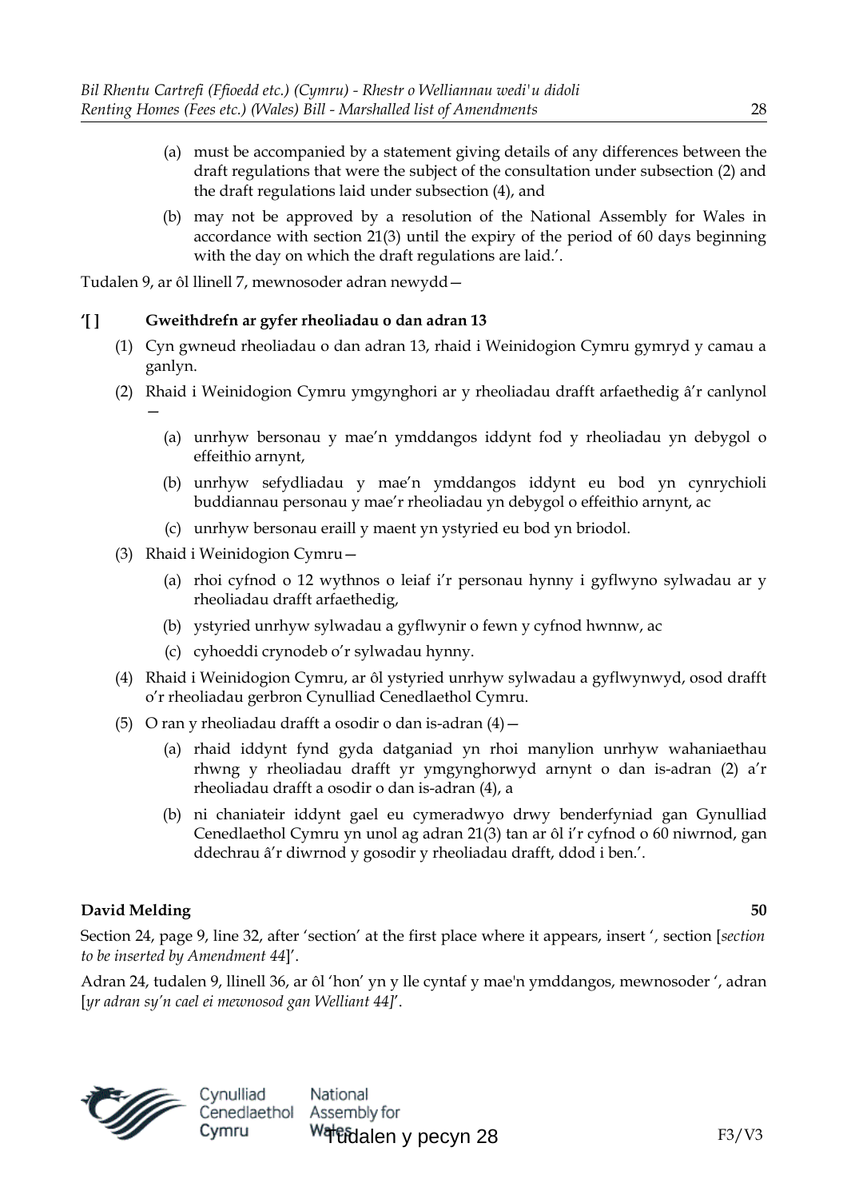(a) must be accompanied by a statement giving details of any differences between the draft regulations that were the subject of the consultation under subsection (2) and the draft regulations laid under subsection (4), and

(b) may not be approved by a resolution of the National Assembly for Wales in accordance with section 21(3) until the expiry of the period of 60 days beginning with the day on which the draft regulations are laid.'.

Tudalen 9, ar ôl llinell 7, mewnosoder adran newydd—

**'[ ] Gweithdrefn ar gyfer rheoliadau o dan adran 13**

(1) Cyn gwneud rheoliadau o dan adran 13, rhaid i Weinidogion Cymru gymryd y camau a ganlyn.

(2) Rhaid i Weinidogion Cymru ymgynghori ar y rheoliadau drafft arfaethedig â'r canlynol —

(a) unrhyw bersonau y mae'n ymddangos iddynt fod y rheoliadau yn debygol o effeithio arnynt,

(b) unrhyw sefydliadau y mae'n ymddangos iddynt eu bod yn cynrychioli buddiannau personau y mae'r rheoliadau yn debygol o effeithio arnynt, ac

(c) unrhyw bersonau eraill y maent yn ystyried eu bod yn briodol.

(3) Rhaid i Weinidogion Cymru—

(a) rhoi cyfnod o 12 wythnos o leiaf i'r personau hynny i gyflwyno sylwadau ar y rheoliadau drafft arfaethedig,

(b) ystyried unrhyw sylwadau a gyflwynir o fewn y cyfnod hwnnw, ac

(c) cyhoeddi crynodeb o'r sylwadau hynny.

(4) Rhaid i Weinidogion Cymru, ar ôl ystyried unrhyw sylwadau a gyflwynwyd, osod drafft o'r rheoliadau gerbron Cynulliad Cenedlaethol Cymru.

(5) O ran y rheoliadau drafft a osodir o dan is-adran (4)—

(a) rhaid iddynt fynd gyda datganiad yn rhoi manylion unrhyw wahaniaethau rhwng y rheoliadau drafft yr ymgynghorwyd arnynt o dan is-adran (2) a'r rheoliadau drafft a osodir o dan is-adran (4), a

(b) ni chaniateir iddynt gael eu cymeradwyo drwy benderfyniad gan Gynulliad Cenedlaethol Cymru yn unol ag adran 21(3) tan ar ôl i'r cyfnod o 60 niwrnod, gan ddechrau â'r diwrnod y gosodir y rheoliadau drafft, ddod i ben.'.

**David Melding** **50**

Section 24, page 9, line 32, after 'section' at the first place where it appears, insert ', section [*section to be inserted by Amendment 44*]'.

Adran 24, tudalen 9, llinell 36, ar ôl 'hon' yn y lle cyntaf y mae'n ymddangos, mewnosoder ', adran [*yr adran sy'n cael ei mewnosod gan Welliant 44*]'.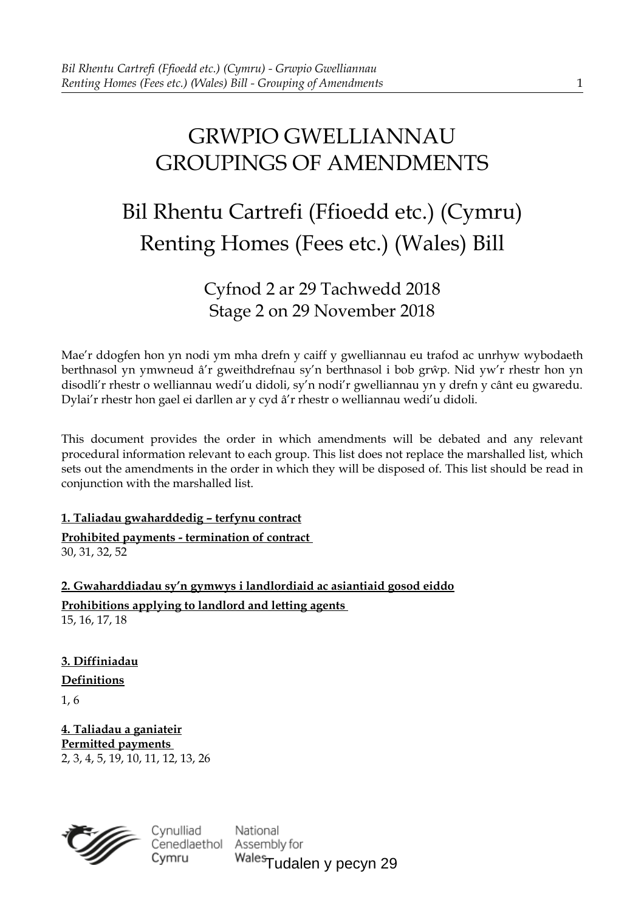# GRWPIO GWELLIANNAU
# GROUPINGS OF AMENDMENTS

## Bil Rhentu Cartrefi (Ffioedd etc.) (Cymru)
## Renting Homes (Fees etc.) (Wales) Bill

### Cyfnod 2 ar 29 Tachwedd 2018
### Stage 2 on 29 November 2018

Mae'r ddogfen hon yn nodi ym mha drefn y caiff y gwelliannau eu trafod ac unrhyw wybodaeth berthnasol yn ymwneud â'r gweithdrefnau sy'n berthnasol i bob grŵp. Nid yw'r rhestr hon yn disodli'r rhestr o welliannau wedi'u didoli, sy'n nodi'r gwelliannau yn y drefn y cânt eu gwaredu. Dylai'r rhestr hon gael ei darllen ar y cyd â'r rhestr o welliannau wedi'u didoli.

This document provides the order in which amendments will be debated and any relevant procedural information relevant to each group. This list does not replace the marshalled list, which sets out the amendments in the order in which they will be disposed of. This list should be read in conjunction with the marshalled list.

**1. Taliadau gwaharddedig – terfynu contract**

**Prohibited payments - termination of contract**

30, 31, 32, 52

**2. Gwaharddiadau sy'n gymwys i landlordiaid ac asiantiaid gosod eiddo**

**Prohibitions applying to landlord and letting agents**

15, 16, 17, 18

**3. Diffiniadau**

**Definitions**

1, 6

**4. Taliadau a ganiateir**

**Permitted payments**

2, 3, 4, 5, 19, 10, 11, 12, 13, 26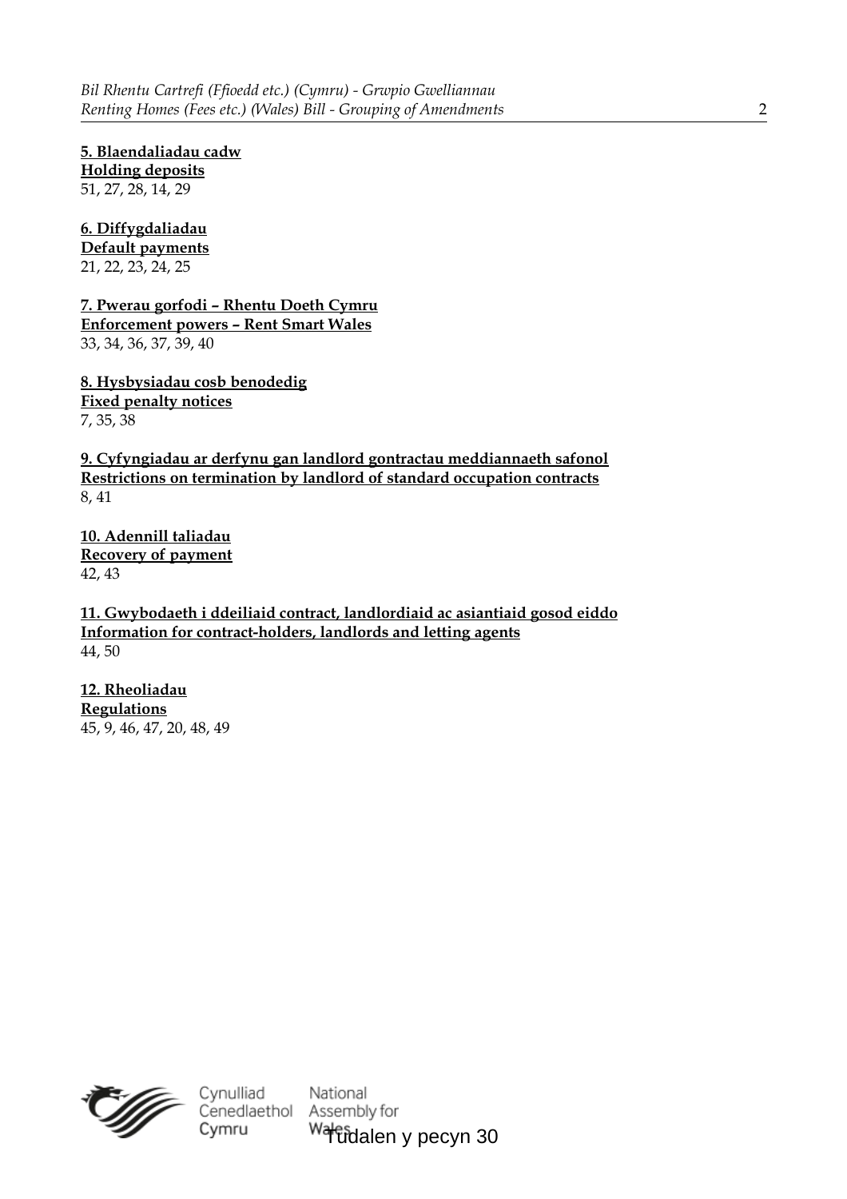**5. Blaendaliadau cadw**
**Holding deposits**
51, 27, 28, 14, 29

**6. Diffygdaliadau**
**Default payments**
21, 22, 23, 24, 25

**7. Pwerau gorfodi – Rhentu Doeth Cymru**
**Enforcement powers – Rent Smart Wales**
33, 34, 36, 37, 39, 40

**8. Hysbysiadau cosb benodedig**
**Fixed penalty notices**
7, 35, 38

**9. Cyfyngiadau ar derfynu gan landlord gontractau meddiannaeth safonol**
**Restrictions on termination by landlord of standard occupation contracts**
8, 41

**10. Adennill taliadau**
**Recovery of payment**
42, 43

**11. Gwybodaeth i ddeiliaid contract, landlordiaid ac asiantiaid gosod eiddo**
**Information for contract-holders, landlords and letting agents**
44, 50

**12. Rheoliadau**
**Regulations**
45, 9, 46, 47, 20, 48, 49